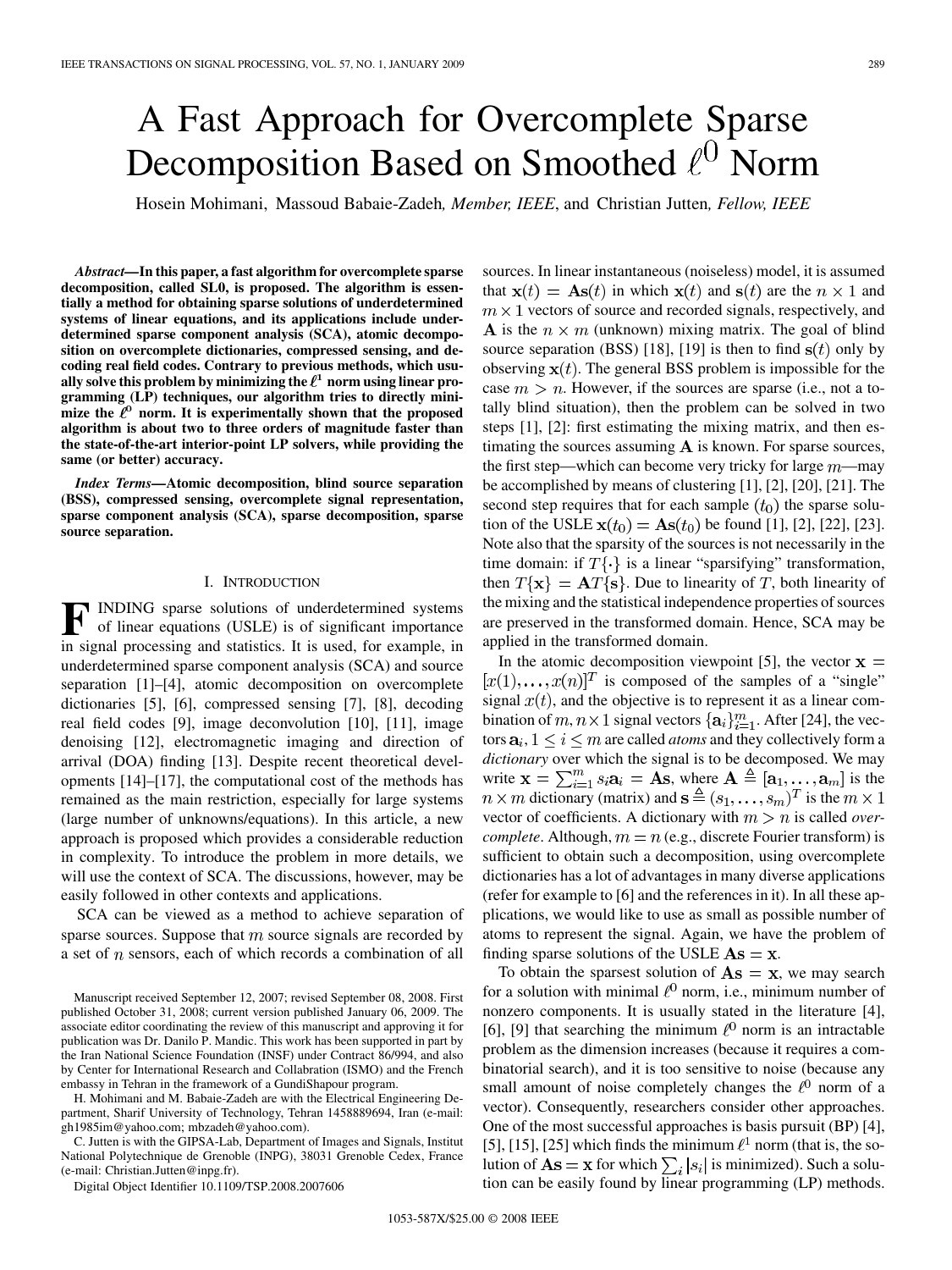# A Fast Approach for Overcomplete Sparse Decomposition Based on Smoothed $\ell^0$ Norm

Hosein Mohimani, Massoud Babaie-Zadeh, *Member, IEEE*, and Christian Jutten, *Fellow, IEEE*

***Abstract*—In this paper, a fast algorithm for overcomplete sparse decomposition, called SL0, is proposed. The algorithm is essentially a method for obtaining sparse solutions of underdetermined systems of linear equations, and its applications include underdetermined sparse component analysis (SCA), atomic decomposition on overcomplete dictionaries, compressed sensing, and decoding real field codes. Contrary to previous methods, which usually solve this problem by minimizing the $\ell^1$ norm using linear programming (LP) techniques, our algorithm tries to directly minimize the $\ell^0$ norm. It is experimentally shown that the proposed algorithm is about two to three orders of magnitude faster than the state-of-the-art interior-point LP solvers, while providing the same (or better) accuracy.**

***Index Terms*—Atomic decomposition, blind source separation (BSS), compressed sensing, overcomplete signal representation, sparse component analysis (SCA), sparse decomposition, sparse source separation.**

## I. Introduction

Finding sparse solutions of underdetermined systems of linear equations (USLE) is of significant importance in signal processing and statistics. It is used, for example, in underdetermined sparse component analysis (SCA) and source separation [1]–[4], atomic decomposition on overcomplete dictionaries [5], [6], compressed sensing [7], [8], decoding real field codes [9], image deconvolution [10], [11], image denoising [12], electromagnetic imaging and direction of arrival (DOA) finding [13]. Despite recent theoretical developments [14]–[17], the computational cost of the methods has remained as the main restriction, especially for large systems (large number of unknowns/equations). In this article, a new approach is proposed which provides a considerable reduction in complexity. To introduce the problem in more details, we will use the context of SCA. The discussions, however, may be easily followed in other contexts and applications.

SCA can be viewed as a method to achieve separation of sparse sources. Suppose that $m$ source signals are recorded by a set of $n$ sensors, each of which records a combination of all sources. In linear instantaneous (noiseless) model, it is assumed that $\mathbf{x}(t) = \mathbf{A}\mathbf{s}(t)$ in which $\mathbf{x}(t)$ and $\mathbf{s}(t)$ are the $n \times 1$ and $m \times 1$ vectors of source and recorded signals, respectively, and $\mathbf{A}$ is the $n \times m$ (unknown) mixing matrix. The goal of blind source separation (BSS) [18], [19] is then to find $\mathbf{s}(t)$ only by observing $\mathbf{x}(t)$. The general BSS problem is impossible for the case $m > n$. However, if the sources are sparse (i.e., not a totally blind situation), then the problem can be solved in two steps [1], [2]: first estimating the mixing matrix, and then estimating the sources assuming $\mathbf{A}$ is known. For sparse sources, the first step—which can become very tricky for large $m$—may be accomplished by means of clustering [1], [2], [20], [21]. The second step requires that for each sample $(t_0)$ the sparse solution of the USLE $\mathbf{x}(t_0) = \mathbf{A}\mathbf{s}(t_0)$ be found [1], [2], [22], [23]. Note also that the sparsity of the sources is not necessarily in the time domain: if $T\{\cdot\}$ is a linear "sparsifying" transformation, then $T\{\mathbf{x}\} = \mathbf{A}T\{\mathbf{s}\}$. Due to linearity of $T$, both linearity of the mixing and the statistical independence properties of sources are preserved in the transformed domain. Hence, SCA may be applied in the transformed domain.

In the atomic decomposition viewpoint [5], the vector $\mathbf{x} = [x(1), \ldots, x(n)]^T$ is composed of the samples of a "single" signal $x(t)$, and the objective is to represent it as a linear combination of $m$, $n \times 1$ signal vectors $\{\mathbf{a}_i\}_{i=1}^m$. After [24], the vectors $\mathbf{a}_i, 1 \le i \le m$ are called *atoms* and they collectively form a *dictionary* over which the signal is to be decomposed. We may write $\mathbf{x} = \sum_{i=1}^m s_i \mathbf{a}_i = \mathbf{A}\mathbf{s}$, where $\mathbf{A} \triangleq [\mathbf{a}_1, \ldots, \mathbf{a}_m]$ is the $n \times m$ dictionary (matrix) and $\mathbf{s} \triangleq (s_1, \ldots, s_m)^T$ is the $m \times 1$ vector of coefficients. A dictionary with $m > n$ is called *overcomplete*. Although, $m = n$ (e.g., discrete Fourier transform) is sufficient to obtain such a decomposition, using overcomplete dictionaries has a lot of advantages in many diverse applications (refer for example to [6] and the references in it). In all these applications, we would like to use as small as possible number of atoms to represent the signal. Again, we have the problem of finding sparse solutions of the USLE $\mathbf{A}\mathbf{s} = \mathbf{x}$.

To obtain the sparsest solution of $\mathbf{A}\mathbf{s} = \mathbf{x}$, we may search for a solution with minimal $\ell^0$ norm, i.e., minimum number of nonzero components. It is usually stated in the literature [4], [6], [9] that searching the minimum $\ell^0$ norm is an intractable problem as the dimension increases (because it requires a combinatorial search), and it is too sensitive to noise (because any small amount of noise completely changes the $\ell^0$ norm of a vector). Consequently, researchers consider other approaches. One of the most successful approaches is basis pursuit (BP) [4], [5], [15], [25] which finds the minimum $\ell^1$ norm (that is, the solution of $\mathbf{A}\mathbf{s} = \mathbf{x}$ for which $\sum_i |s_i|$ is minimized). Such a solution can be easily found by linear programming (LP) methods.

Manuscript received September 12, 2007; revised September 08, 2008. First published October 31, 2008; current version published January 06, 2009. The associate editor coordinating the review of this manuscript and approving it for publication was Dr. Danilo P. Mandic. This work has been supported in part by the Iran National Science Foundation (INSF) under Contract 86/994, and also by Center for International Research and Collabration (ISMO) and the French embassy in Tehran in the framework of a GundiShapour program.

H. Mohimani and M. Babaie-Zadeh are with the Electrical Engineering Department, Sharif University of Technology, Tehran 1458889694, Iran (e-mail: gh1985im@yahoo.com; mbzadeh@yahoo.com).

C. Jutten is with the GIPSA-Lab, Department of Images and Signals, Institut National Polytechnique de Grenoble (INPG), 38031 Grenoble Cedex, France (e-mail: Christian.Jutten@inpg.fr).

Digital Object Identifier 10.1109/TSP.2008.2007606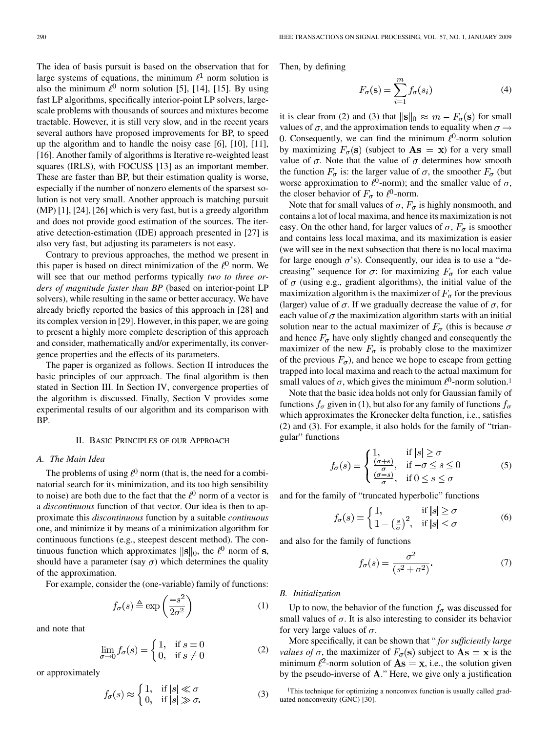The idea of basis pursuit is based on the observation that for large systems of equations, the minimum $\ell^1$ norm solution is also the minimum $\ell^0$ norm solution [5], [14], [15]. By using fast LP algorithms, specifically interior-point LP solvers, large-scale problems with thousands of sources and mixtures become tractable. However, it is still very slow, and in the recent years several authors have proposed improvements for BP, to speed up the algorithm and to handle the noisy case [6], [10], [11], [16]. Another family of algorithms is Iterative re-weighted least squares (IRLS), with FOCUSS [13] as an important member. These are faster than BP, but their estimation quality is worse, especially if the number of nonzero elements of the sparsest solution is not very small. Another approach is matching pursuit (MP) [1], [24], [26] which is very fast, but is a greedy algorithm and does not provide good estimation of the sources. The iterative detection-estimation (IDE) approach presented in [27] is also very fast, but adjusting its parameters is not easy.

Contrary to previous approaches, the method we present in this paper is based on direct minimization of the $\ell^0$ norm. We will see that our method performs typically *two to three orders of magnitude faster than BP* (based on interior-point LP solvers), while resulting in the same or better accuracy. We have already briefly reported the basics of this approach in [28] and its complex version in [29]. However, in this paper, we are going to present a highly more complete description of this approach and consider, mathematically and/or experimentally, its convergence properties and the effects of its parameters.

The paper is organized as follows. Section II introduces the basic principles of our approach. The final algorithm is then stated in Section III. In Section IV, convergence properties of the algorithm is discussed. Finally, Section V provides some experimental results of our algorithm and its comparison with BP.

## II. Basic Principles of our Approach

### A. The Main Idea

The problems of using $\ell^0$ norm (that is, the need for a combinatorial search for its minimization, and its too high sensibility to noise) are both due to the fact that the $\ell^0$ norm of a vector is a *discontinuous* function of that vector. Our idea is then to approximate this *discontinuous* function by a suitable *continuous* one, and minimize it by means of a minimization algorithm for continuous functions (e.g., steepest descent method). The continuous function which approximates $\|\mathbf{s}\|_0$, the $\ell^0$ norm of $\mathbf{s}$, should have a parameter (say $\sigma$) which determines the quality of the approximation.

For example, consider the (one-variable) family of functions:

$$f_\sigma(s) \triangleq \exp\left(\frac{-s^2}{2\sigma^2}\right) \tag{1}$$

and note that

$$\lim_{\sigma\to 0} f_\sigma(s) = \begin{cases} 1, & \text{if } s = 0 \\ 0, & \text{if } s \neq 0 \end{cases} \tag{2}$$

or approximately

$$f_\sigma(s) \approx \begin{cases} 1, & \text{if } |s| \ll \sigma \\ 0, & \text{if } |s| \gg \sigma. \end{cases} \tag{3}$$

Then, by defining

$$F_\sigma(\mathbf{s}) = \sum_{i=1}^{m} f_\sigma(s_i) \tag{4}$$

it is clear from (2) and (3) that $\|\mathbf{s}\|_0 \approx m - F_\sigma(\mathbf{s})$ for small values of $\sigma$, and the approximation tends to equality when $\sigma \to 0$. Consequently, we can find the minimum $\ell^0$-norm solution by maximizing $F_\sigma(\mathbf{s})$ (subject to $\mathbf{As} = \mathbf{x}$) for a very small value of $\sigma$. Note that the value of $\sigma$ determines how smooth the function $F_\sigma$ is: the larger value of $\sigma$, the smoother $F_\sigma$ (but worse approximation to $\ell^0$-norm); and the smaller value of $\sigma$, the closer behavior of $F_\sigma$ to $\ell^0$-norm.

Note that for small values of $\sigma$, $F_\sigma$ is highly nonsmooth, and contains a lot of local maxima, and hence its maximization is not easy. On the other hand, for larger values of $\sigma$, $F_\sigma$ is smoother and contains less local maxima, and its maximization is easier (we will see in the next subsection that there is no local maxima for large enough $\sigma$'s). Consequently, our idea is to use a "decreasing" sequence for $\sigma$: for maximizing $F_\sigma$ for each value of $\sigma$ (using e.g., gradient algorithms), the initial value of the maximization algorithm is the maximizer of $F_\sigma$ for the previous (larger) value of $\sigma$. If we gradually decrease the value of $\sigma$, for each value of $\sigma$ the maximization algorithm starts with an initial solution near to the actual maximizer of $F_\sigma$ (this is because $\sigma$ and hence $F_\sigma$ have only slightly changed and consequently the maximizer of the new $F_\sigma$ is probably close to the maximizer of the previous $F_\sigma$), and hence we hope to escape from getting trapped into local maxima and reach to the actual maximum for small values of $\sigma$, which gives the minimum $\ell^0$-norm solution.[1]

Note that the basic idea holds not only for Gaussian family of functions $f_\sigma$ given in (1), but also for any family of functions $f_\sigma$ which approximates the Kronecker delta function, i.e., satisfies (2) and (3). For example, it also holds for the family of "triangular" functions

$$f_\sigma(s) = \begin{cases} 1, & \text{if } |s| \geq \sigma \\ \frac{(\sigma+s)}{\sigma}, & \text{if } -\sigma \leq s \leq 0 \\ \frac{(\sigma-s)}{\sigma}, & \text{if } 0 \leq s \leq \sigma \end{cases} \tag{5}$$

and for the family of "truncated hyperbolic" functions

$$f_\sigma(s) = \begin{cases} 1, & \text{if } |s| \geq \sigma \\ 1 - \left(\frac{s}{\sigma}\right)^2, & \text{if } |s| \leq \sigma \end{cases} \tag{6}$$

and also for the family of functions

$$f_\sigma(s) = \frac{\sigma^2}{(s^2 + \sigma^2)}. \tag{7}$$

### B. Initialization

Up to now, the behavior of the function $f_\sigma$ was discussed for small values of $\sigma$. It is also interesting to consider its behavior for very large values of $\sigma$.

More specifically, it can be shown that "*for sufficiently large values of* $\sigma$, the maximizer of $F_\sigma(\mathbf{s})$ subject to $\mathbf{As} = \mathbf{x}$ is the minimum $\ell^2$-norm solution of $\mathbf{As} = \mathbf{x}$, i.e., the solution given by the pseudo-inverse of $\mathbf{A}$." Here, we give only a justification

[1] This technique for optimizing a nonconvex function is usually called graduated nonconvexity (GNC) [30].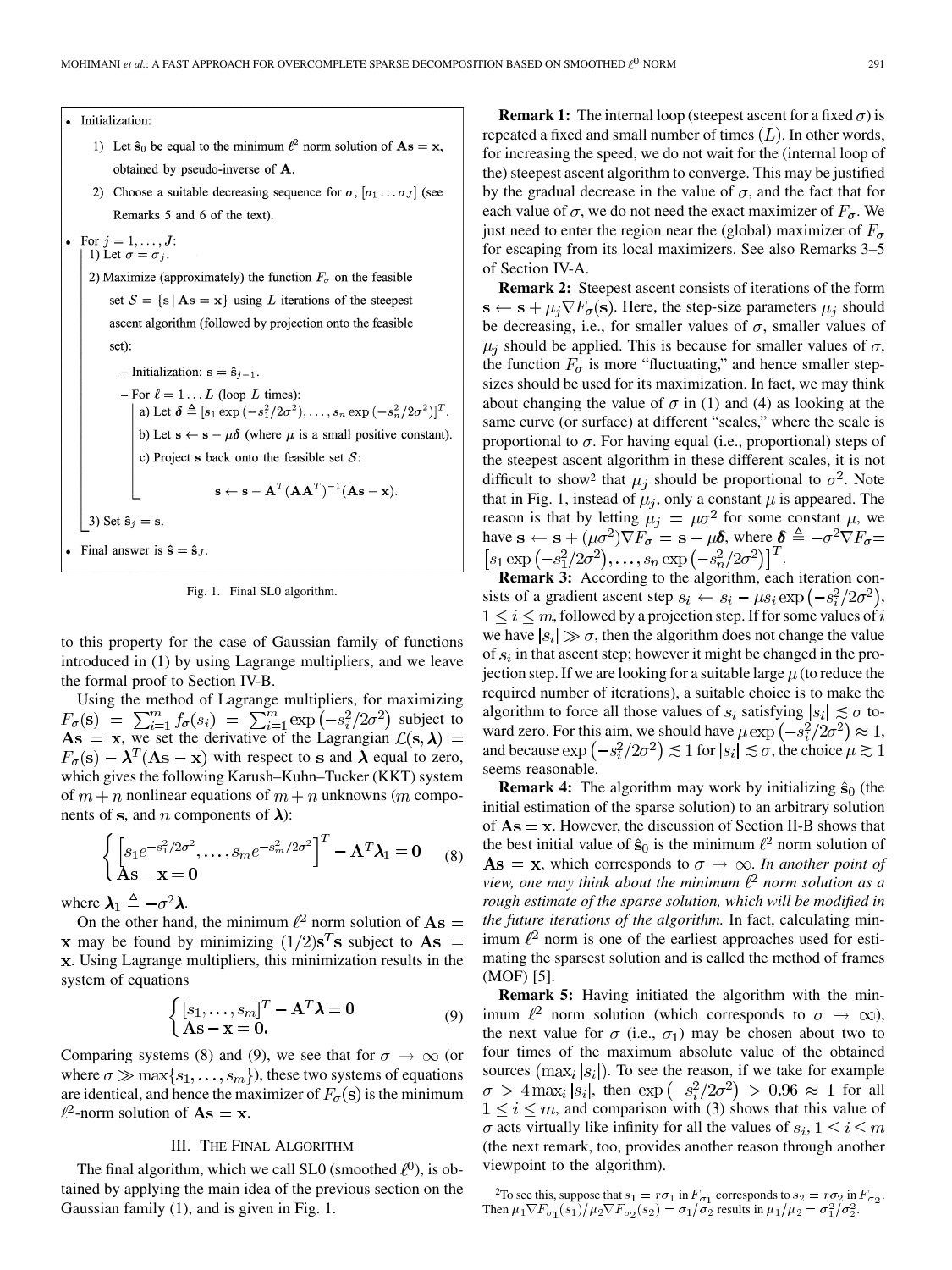- Initialization:
  1) Let $\hat{\mathbf{s}}_0$ be equal to the minimum $\ell^2$ norm solution of $\mathbf{As} = \mathbf{x}$, obtained by pseudo-inverse of $\mathbf{A}$.
  2) Choose a suitable decreasing sequence for $\sigma$, $[\sigma_1 \ldots \sigma_J]$ (see Remarks 5 and 6 of the text).
- For $j = 1, \ldots, J$:
  1) Let $\sigma = \sigma_j$.
  2) Maximize (approximately) the function $F_\sigma$ on the feasible set $\mathcal{S} = \{\mathbf{s} \mid \mathbf{As} = \mathbf{x}\}$ using $L$ iterations of the steepest ascent algorithm (followed by projection onto the feasible set):
     - Initialization: $\mathbf{s} = \hat{\mathbf{s}}_{j-1}$.
     - For $\ell = 1 \ldots L$ (loop $L$ times):
       a) Let $\boldsymbol{\delta} \triangleq [s_1 \exp(-s_1^2/2\sigma^2), \ldots, s_n \exp(-s_n^2/2\sigma^2)]^T$.
       b) Let $\mathbf{s} \leftarrow \mathbf{s} - \mu\boldsymbol{\delta}$ (where $\mu$ is a small positive constant).
       c) Project $\mathbf{s}$ back onto the feasible set $\mathcal{S}$:
       $$\mathbf{s} \leftarrow \mathbf{s} - \mathbf{A}^T(\mathbf{A}\mathbf{A}^T)^{-1}(\mathbf{As} - \mathbf{x}).$$
  3) Set $\hat{\mathbf{s}}_j = \mathbf{s}$.
- Final answer is $\hat{\mathbf{s}} = \hat{\mathbf{s}}_J$.

Fig. 1. Final SL0 algorithm.

to this property for the case of Gaussian family of functions introduced in (1) by using Lagrange multipliers, and we leave the formal proof to Section IV-B.

Using the method of Lagrange multipliers, for maximizing $F_\sigma(\mathbf{s}) = \sum_{i=1}^m f_\sigma(s_i) = \sum_{i=1}^m \exp(-s_i^2/2\sigma^2)$ subject to $\mathbf{As} = \mathbf{x}$, we set the derivative of the Lagrangian $\mathcal{L}(\mathbf{s}, \boldsymbol{\lambda}) = F_\sigma(\mathbf{s}) - \boldsymbol{\lambda}^T(\mathbf{As} - \mathbf{x})$ with respect to $\mathbf{s}$ and $\boldsymbol{\lambda}$ equal to zero, which gives the following Karush–Kuhn–Tucker (KKT) system of $m + n$ nonlinear equations of $m + n$ unknowns ($m$ components of $\mathbf{s}$, and $n$ components of $\boldsymbol{\lambda}$):

$$\begin{cases} \left[s_1 e^{-s_1^2/2\sigma^2}, \ldots, s_m e^{-s_m^2/2\sigma^2}\right]^T - \mathbf{A}^T\boldsymbol{\lambda}_1 = \mathbf{0} \\ \mathbf{As} - \mathbf{x} = \mathbf{0} \end{cases} \tag{8}$$

where $\boldsymbol{\lambda}_1 \triangleq -\sigma^2\boldsymbol{\lambda}$.

On the other hand, the minimum $\ell^2$ norm solution of $\mathbf{As} = \mathbf{x}$ may be found by minimizing $(1/2)\mathbf{s}^T\mathbf{s}$ subject to $\mathbf{As} = \mathbf{x}$. Using Lagrange multipliers, this minimization results in the system of equations

$$\begin{cases} [s_1, \ldots, s_m]^T - \mathbf{A}^T\boldsymbol{\lambda} = \mathbf{0} \\ \mathbf{As} - \mathbf{x} = \mathbf{0}. \end{cases} \tag{9}$$

Comparing systems (8) and (9), we see that for $\sigma \to \infty$ (or where $\sigma \gg \max\{s_1, \ldots, s_m\}$), these two systems of equations are identical, and hence the maximizer of $F_\sigma(\mathbf{s})$ is the minimum $\ell^2$-norm solution of $\mathbf{As} = \mathbf{x}$.

## III. The Final Algorithm

The final algorithm, which we call SL0 (smoothed $\ell^0$), is obtained by applying the main idea of the previous section on the Gaussian family (1), and is given in Fig. 1.

**Remark 1:** The internal loop (steepest ascent for a fixed $\sigma$) is repeated a fixed and small number of times ($L$). In other words, for increasing the speed, we do not wait for the (internal loop of the) steepest ascent algorithm to converge. This may be justified by the gradual decrease in the value of $\sigma$, and the fact that for each value of $\sigma$, we do not need the exact maximizer of $F_\sigma$. We just need to enter the region near the (global) maximizer of $F_\sigma$ for escaping from its local maximizers. See also Remarks 3–5 of Section IV-A.

**Remark 2:** Steepest ascent consists of iterations of the form $\mathbf{s} \leftarrow \mathbf{s} + \mu_j \nabla F_\sigma(\mathbf{s})$. Here, the step-size parameters $\mu_j$ should be decreasing, i.e., for smaller values of $\sigma$, smaller values of $\mu_j$ should be applied. This is because for smaller values of $\sigma$, the function $F_\sigma$ is more "fluctuating," and hence smaller step-sizes should be used for its maximization. In fact, we may think about changing the value of $\sigma$ in (1) and (4) as looking at the same curve (or surface) at different "scales," where the scale is proportional to $\sigma$. For having equal (i.e., proportional) steps of the steepest ascent algorithm in these different scales, it is not difficult to show[2] that $\mu_j$ should be proportional to $\sigma^2$. Note that in Fig. 1, instead of $\mu_j$, only a constant $\mu$ is appeared. The reason is that by letting $\mu_j = \mu\sigma^2$ for some constant $\mu$, we have $\mathbf{s} \leftarrow \mathbf{s} + (\mu\sigma^2)\nabla F_\sigma = \mathbf{s} - \mu\boldsymbol{\delta}$, where $\boldsymbol{\delta} \triangleq -\sigma^2\nabla F_\sigma = \left[s_1 \exp\left(-s_1^2/2\sigma^2\right), \ldots, s_n \exp\left(-s_n^2/2\sigma^2\right)\right]^T$.

**Remark 3:** According to the algorithm, each iteration consists of a gradient ascent step $s_i \leftarrow s_i - \mu s_i \exp\left(-s_i^2/2\sigma^2\right)$, $1 \le i \le m$, followed by a projection step. If for some values of $i$ we have $|s_i| \gg \sigma$, then the algorithm does not change the value of $s_i$ in that ascent step; however it might be changed in the projection step. If we are looking for a suitable large $\mu$ (to reduce the required number of iterations), a suitable choice is to make the algorithm to force all those values of $s_i$ satisfying $|s_i| \lesssim \sigma$ toward zero. For this aim, we should have $\mu \exp\left(-s_i^2/2\sigma^2\right) \approx 1$, and because $\exp\left(-s_i^2/2\sigma^2\right) \lesssim 1$ for $|s_i| \lesssim \sigma$, the choice $\mu \gtrsim 1$ seems reasonable.

**Remark 4:** The algorithm may work by initializing $\hat{\mathbf{s}}_0$ (the initial estimation of the sparse solution) to an arbitrary solution of $\mathbf{As} = \mathbf{x}$. However, the discussion of Section II-B shows that the best initial value of $\hat{\mathbf{s}}_0$ is the minimum $\ell^2$ norm solution of $\mathbf{As} = \mathbf{x}$, which corresponds to $\sigma \to \infty$. *In another point of view, one may think about the minimum $\ell^2$ norm solution as a rough estimate of the sparse solution, which will be modified in the future iterations of the algorithm.* In fact, calculating minimum $\ell^2$ norm is one of the earliest approaches used for estimating the sparsest solution and is called the method of frames (MOF) [5].

**Remark 5:** Having initiated the algorithm with the minimum $\ell^2$ norm solution (which corresponds to $\sigma \to \infty$), the next value for $\sigma$ (i.e., $\sigma_1$) may be chosen about two to four times of the maximum absolute value of the obtained sources ($\max_i |s_i|$). To see the reason, if we take for example $\sigma > 4\max_i |s_i|$, then $\exp\left(-s_i^2/2\sigma^2\right) > 0.96 \approx 1$ for all $1 \le i \le m$, and comparison with (3) shows that this value of $\sigma$ acts virtually like infinity for all the values of $s_i$, $1 \le i \le m$ (the next remark, too, provides another reason through another viewpoint to the algorithm).

[2]To see this, suppose that $s_1 = r\sigma_1$ in $F_{\sigma_1}$ corresponds to $s_2 = r\sigma_2$ in $F_{\sigma_2}$. Then $\mu_1 \nabla F_{\sigma_1}(s_1)/\mu_2 \nabla F_{\sigma_2}(s_2) = \sigma_1/\sigma_2$ results in $\mu_1/\mu_2 = \sigma_1^2/\sigma_2^2$.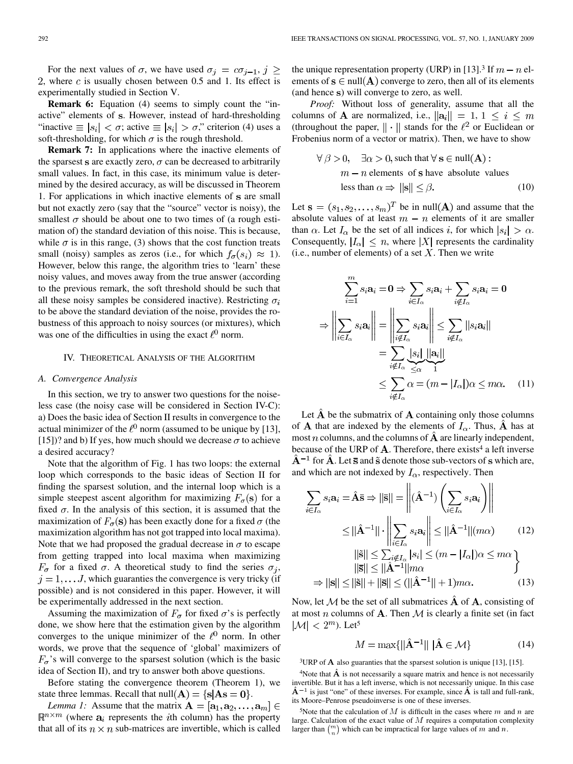For the next values of $\sigma$, we have used $\sigma_j = c\sigma_{j-1}$, $j \geq 2$, where $c$ is usually chosen between 0.5 and 1. Its effect is experimentally studied in Section V.

**Remark 6:** Equation (4) seems to simply count the "inactive" elements of $\mathbf{s}$. However, instead of hard-thresholding "inactive $\equiv |s_i| < \sigma$; active $\equiv |s_i| > \sigma$," criterion (4) uses a soft-thresholding, for which $\sigma$ is the rough threshold.

**Remark 7:** In applications where the inactive elements of the sparsest $\mathbf{s}$ are exactly zero, $\sigma$ can be decreased to arbitrarily small values. In fact, in this case, its minimum value is determined by the desired accuracy, as will be discussed in Theorem 1. For applications in which inactive elements of $\mathbf{s}$ are small but not exactly zero (say that the "source" vector is noisy), the smallest $\sigma$ should be about one to two times of (a rough estimation of) the standard deviation of this noise. This is because, while $\sigma$ is in this range, (3) shows that the cost function treats small (noisy) samples as zeros (i.e., for which $f_\sigma(s_i) \approx 1$). However, below this range, the algorithm tries to 'learn' these noisy values, and moves away from the true answer (according to the previous remark, the soft threshold should be such that all these noisy samples be considered inactive). Restricting $\sigma_i$ to be above the standard deviation of the noise, provides the robustness of this approach to noisy sources (or mixtures), which was one of the difficulties in using the exact $\ell^0$ norm.

## IV. Theoretical Analysis of the Algorithm

### A. Convergence Analysis

In this section, we try to answer two questions for the noiseless case (the noisy case will be considered in Section IV-C): a) Does the basic idea of Section II results in convergence to the actual minimizer of the $\ell^0$ norm (assumed to be unique by [13], [15])? and b) If yes, how much should we decrease $\sigma$ to achieve a desired accuracy?

Note that the algorithm of Fig. 1 has two loops: the external loop which corresponds to the basic ideas of Section II for finding the sparsest solution, and the internal loop which is a simple steepest ascent algorithm for maximizing $F_\sigma(\mathbf{s})$ for a fixed $\sigma$. In the analysis of this section, it is assumed that the maximization of $F_\sigma(\mathbf{s})$ has been exactly done for a fixed $\sigma$ (the maximization algorithm has not got trapped into local maxima). Note that we had proposed the gradual decrease in $\sigma$ to escape from getting trapped into local maxima when maximizing $F_\sigma$ for a fixed $\sigma$. A theoretical study to find the series $\sigma_j$, $j = 1, \ldots J$, which guaranties the convergence is very tricky (if possible) and is not considered in this paper. However, it will be experimentally addressed in the next section.

Assuming the maximization of $F_\sigma$ for fixed $\sigma$'s is perfectly done, we show here that the estimation given by the algorithm converges to the unique minimizer of the $\ell^0$ norm. In other words, we prove that the sequence of 'global' maximizers of $F_\sigma$'s will converge to the sparsest solution (which is the basic idea of Section II), and try to answer both above questions.

Before stating the convergence theorem (Theorem 1), we state three lemmas. Recall that $\text{null}(\mathbf{A}) = \{\mathbf{s} | \mathbf{A}\mathbf{s} = \mathbf{0}\}$.

*Lemma 1:* Assume that the matrix $\mathbf{A} = [\mathbf{a}_1, \mathbf{a}_2, \ldots, \mathbf{a}_m] \in \mathbb{R}^{n \times m}$ (where $\mathbf{a}_i$ represents the $i$th column) has the property that all of its $n \times n$ sub-matrices are invertible, which is called the unique representation property (URP) in [13].[3] If $m - n$ elements of $\mathbf{s} \in \text{null}(\mathbf{A})$ converge to zero, then all of its elements (and hence $\mathbf{s}$) will converge to zero, as well.

*Proof:* Without loss of generality, assume that all the columns of $\mathbf{A}$ are normalized, i.e., $\|\mathbf{a}_i\| = 1$, $1 \leq i \leq m$ (throughout the paper, $\|\cdot\|$ stands for the $\ell^2$ or Euclidean or Frobenius norm of a vector or matrix). Then, we have to show

$$\forall\, \beta > 0, \quad \exists\, \alpha > 0, \text{such that } \forall\, \mathbf{s} \in \text{null}(\mathbf{A}): \\ m - n \text{ elements of } \mathbf{s} \text{ have absolute values} \\ \text{less than } \alpha \Rightarrow \|\mathbf{s}\| \leq \beta. \tag{10}$$

Let $\mathbf{s} = (s_1, s_2, \ldots, s_m)^T$ be in null($\mathbf{A}$) and assume that the absolute values of at least $m - n$ elements of it are smaller than $\alpha$. Let $I_\alpha$ be the set of all indices $i$, for which $|s_i| > \alpha$. Consequently, $|I_\alpha| \leq n$, where $|X|$ represents the cardinality (i.e., number of elements) of a set $X$. Then we write

$$\begin{aligned} \sum_{i=1}^{m} s_i \mathbf{a}_i = \mathbf{0} &\Rightarrow \sum_{i \in I_\alpha} s_i \mathbf{a}_i + \sum_{i \notin I_\alpha} s_i \mathbf{a}_i = \mathbf{0} \\ \Rightarrow \left\| \sum_{i \in I_\alpha} s_i \mathbf{a}_i \right\| &= \left\| \sum_{i \notin I_\alpha} s_i \mathbf{a}_i \right\| \leq \sum_{i \notin I_\alpha} \|s_i \mathbf{a}_i\| \\ &= \sum_{i \notin I_\alpha} \underbrace{|s_i|}_{\leq \alpha} \underbrace{\|\mathbf{a}_i\|}_{1} \\ &\leq \sum_{i \notin I_\alpha} \alpha = (m - |I_\alpha|)\alpha \leq m\alpha. \end{aligned} \tag{11}$$

Let $\hat{\mathbf{A}}$ be the submatrix of $\mathbf{A}$ containing only those columns of $\mathbf{A}$ that are indexed by the elements of $I_\alpha$. Thus, $\hat{\mathbf{A}}$ has at most $n$ columns, and the columns of $\hat{\mathbf{A}}$ are linearly independent, because of the URP of $\mathbf{A}$. Therefore, there exists[4] a left inverse $\hat{\mathbf{A}}^{-1}$ for $\hat{\mathbf{A}}$. Let $\bar{\mathbf{s}}$ and $\tilde{\mathbf{s}}$ denote those sub-vectors of $\mathbf{s}$ which are, and which are not indexed by $I_\alpha$, respectively. Then

$$\begin{aligned} \sum_{i \in I_\alpha} s_i \mathbf{a}_i = \hat{\mathbf{A}}\bar{\mathbf{s}} \Rightarrow \|\bar{\mathbf{s}}\| &= \left\| (\hat{\mathbf{A}}^{-1}) \left( \sum_{i \in I_\alpha} s_i \mathbf{a}_i \right) \right\| \\ &\leq \|\hat{\mathbf{A}}^{-1}\| \cdot \left\| \sum_{i \in I_\alpha} s_i \mathbf{a}_i \right\| \leq \|\hat{\mathbf{A}}^{-1}\|(m\alpha) \end{aligned} \tag{12}$$

$$\left. \begin{aligned} \|\tilde{\mathbf{s}}\| &\leq \textstyle\sum_{i \notin I_\alpha} |s_i| \leq (m - |I_\alpha|)\alpha \leq m\alpha \\ \|\bar{\mathbf{s}}\| &\leq \|\hat{\mathbf{A}}^{-1}\| m\alpha \end{aligned} \right\} \\ \Rightarrow \|\mathbf{s}\| \leq \|\tilde{\mathbf{s}}\| + \|\bar{\mathbf{s}}\| \leq (\|\hat{\mathbf{A}}^{-1}\| + 1)m\alpha. \tag{13}$$

Now, let $\mathcal{M}$ be the set of all submatrices $\hat{\mathbf{A}}$ of $\mathbf{A}$, consisting of at most $n$ columns of $\mathbf{A}$. Then $\mathcal{M}$ is clearly a finite set (in fact $|\mathcal{M}| < 2^m$). Let[5]

$$M = \max\{\|\hat{\mathbf{A}}^{-1}\| \,|\, \hat{\mathbf{A}} \in \mathcal{M}\} \tag{14}$$

[3] URP of $\mathbf{A}$ also guaranties that the sparsest solution is unique [13], [15].

[4] Note that $\hat{\mathbf{A}}$ is not necessarily a square matrix and hence is not necessarily invertible. But it has a left inverse, which is not necessarily unique. In this case $\hat{\mathbf{A}}^{-1}$ is just "one" of these inverses. For example, since $\hat{\mathbf{A}}$ is tall and full-rank, its Moore–Penrose pseudoinverse is one of these inverses.

[5] Note that the calculation of $M$ is difficult in the cases where $m$ and $n$ are large. Calculation of the exact value of $M$ requires a computation complexity larger than $\binom{m}{n}$ which can be impractical for large values of $m$ and $n$.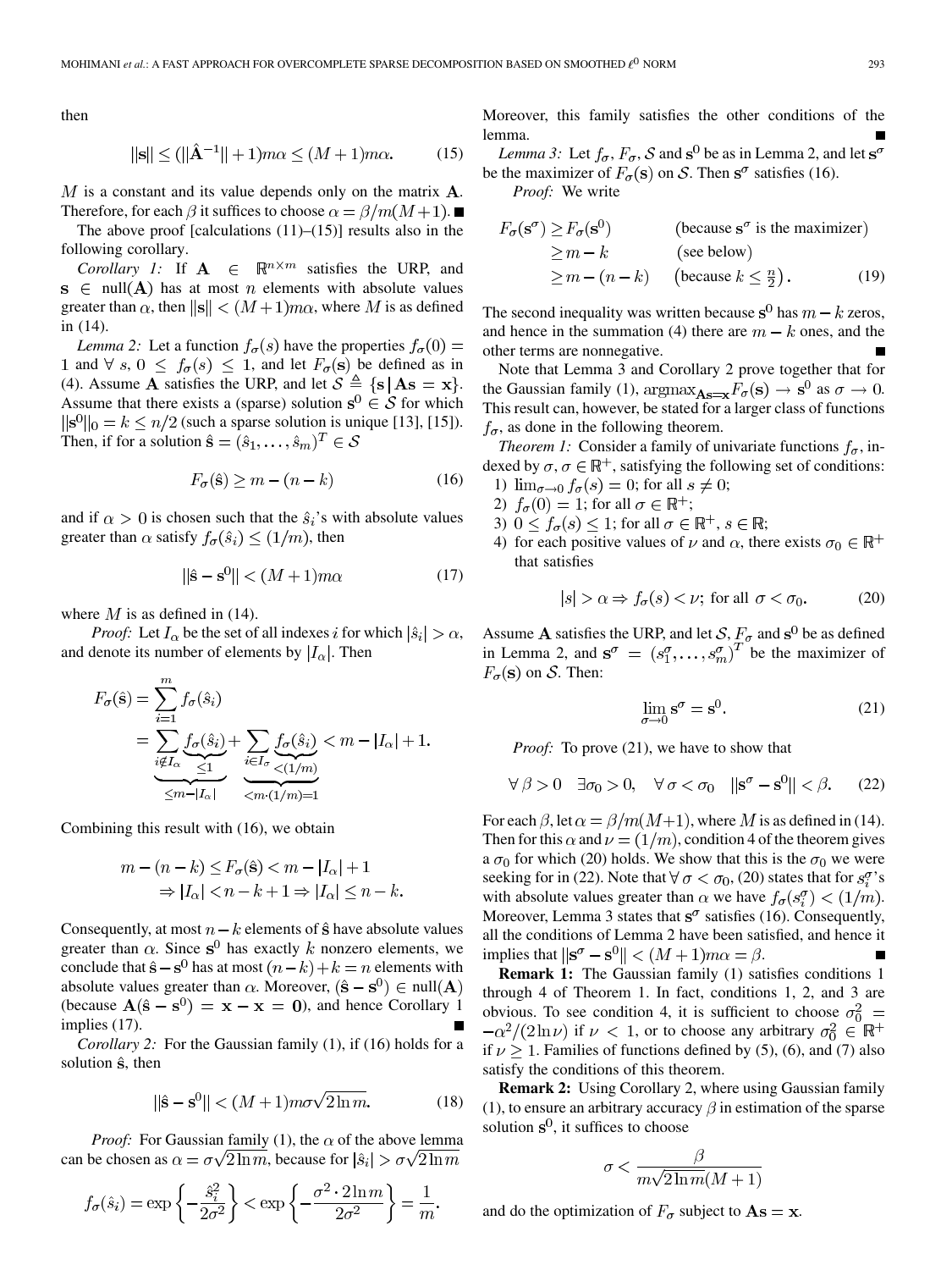then

$$\|\mathbf{s}\| \leq (\|\hat{\mathbf{A}}^{-1}\| + 1)m\alpha \leq (M+1)m\alpha. \tag{15}$$

$M$ is a constant and its value depends only on the matrix $\mathbf{A}$. Therefore, for each $\beta$ it suffices to choose $\alpha = \beta / m(M+1)$. ■

The above proof [calculations (11)–(15)] results also in the following corollary.

*Corollary 1:* If $\mathbf{A} \in \mathbb{R}^{n \times m}$ satisfies the URP, and $\mathbf{s} \in \text{null}(\mathbf{A})$ has at most $n$ elements with absolute values greater than $\alpha$, then $\|\mathbf{s}\| < (M+1)m\alpha$, where $M$ is as defined in (14).

*Lemma 2:* Let a function $f_\sigma(s)$ have the properties $f_\sigma(0) = 1$ and $\forall\, s,\ 0 \leq f_\sigma(s) \leq 1$, and let $F_\sigma(\mathbf{s})$ be defined as in (4). Assume $\mathbf{A}$ satisfies the URP, and let $\mathcal{S} \triangleq \{\mathbf{s} \,|\, \mathbf{A}\mathbf{s} = \mathbf{x}\}$. Assume that there exists a (sparse) solution $\mathbf{s}^0 \in \mathcal{S}$ for which $\|\mathbf{s}^0\|_0 = k \leq n/2$ (such a sparse solution is unique [13], [15]). Then, if for a solution $\hat{\mathbf{s}} = (\hat{s}_1, \ldots, \hat{s}_m)^T \in \mathcal{S}$

$$F_\sigma(\hat{\mathbf{s}}) \geq m - (n-k) \tag{16}$$

and if $\alpha > 0$ is chosen such that the $\hat{s}_i$'s with absolute values greater than $\alpha$ satisfy $f_\sigma(\hat{s}_i) \leq (1/m)$, then

$$\|\hat{\mathbf{s}} - \mathbf{s}^0\| < (M+1)m\alpha \tag{17}$$

where $M$ is as defined in (14).

*Proof:* Let $I_\alpha$ be the set of all indexes $i$ for which $|\hat{s}_i| > \alpha$, and denote its number of elements by $|I_\alpha|$. Then

$$\begin{aligned} F_\sigma(\hat{\mathbf{s}}) &= \sum_{i=1}^{m} f_\sigma(\hat{s}_i) \\ &= \underbrace{\sum_{i \notin I_\alpha} \underbrace{f_\sigma(\hat{s}_i)}_{\leq 1}}_{\leq m - |I_\alpha|} + \underbrace{\sum_{i \in I_\sigma} \underbrace{f_\sigma(\hat{s}_i)}_{<(1/m)}}_{< m\cdot(1/m) = 1} < m - |I_\alpha| + 1. \end{aligned}$$

Combining this result with (16), we obtain

$$\begin{aligned} m - (n-k) &\leq F_\sigma(\hat{\mathbf{s}}) < m - |I_\alpha| + 1 \\ &\Rightarrow |I_\alpha| < n - k + 1 \Rightarrow |I_\alpha| \leq n - k. \end{aligned}$$

Consequently, at most $n-k$ elements of $\hat{\mathbf{s}}$ have absolute values greater than $\alpha$. Since $\mathbf{s}^0$ has exactly $k$ nonzero elements, we conclude that $\hat{\mathbf{s}} - \mathbf{s}^0$ has at most $(n-k)+k = n$ elements with absolute values greater than $\alpha$. Moreover, $(\hat{\mathbf{s}} - \mathbf{s}^0) \in \text{null}(\mathbf{A})$ (because $\mathbf{A}(\hat{\mathbf{s}} - \mathbf{s}^0) = \mathbf{x} - \mathbf{x} = \mathbf{0}$), and hence Corollary 1 implies (17). ■

*Corollary 2:* For the Gaussian family (1), if (16) holds for a solution $\hat{\mathbf{s}}$, then

$$\|\hat{\mathbf{s}} - \mathbf{s}^0\| < (M+1)m\sigma\sqrt{2\ln m}. \tag{18}$$

*Proof:* For Gaussian family (1), the $\alpha$ of the above lemma can be chosen as $\alpha = \sigma\sqrt{2\ln m}$, because for $|\hat{s}_i| > \sigma\sqrt{2\ln m}$

$$f_\sigma(\hat{s}_i) = \exp\left\{-\frac{\hat{s}_i^2}{2\sigma^2}\right\} < \exp\left\{-\frac{\sigma^2 \cdot 2\ln m}{2\sigma^2}\right\} = \frac{1}{m}.$$

Moreover, this family satisfies the other conditions of the lemma. ■

*Lemma 3:* Let $f_\sigma$, $F_\sigma$, $\mathcal{S}$ and $\mathbf{s}^0$ be as in Lemma 2, and let $\mathbf{s}^\sigma$ be the maximizer of $F_\sigma(\mathbf{s})$ on $\mathcal{S}$. Then $\mathbf{s}^\sigma$ satisfies (16).

*Proof:* We write

$$\begin{aligned} F_\sigma(\mathbf{s}^\sigma) &\geq F_\sigma(\mathbf{s}^0) && \text{(because } \mathbf{s}^\sigma \text{ is the maximizer)} \\ &\geq m - k && \text{(see below)} \\ &\geq m - (n-k) && \left(\text{because } k \leq \tfrac{n}{2}\right). \end{aligned} \tag{19}$$

The second inequality was written because $\mathbf{s}^0$ has $m-k$ zeros, and hence in the summation (4) there are $m-k$ ones, and the other terms are nonnegative. ■

Note that Lemma 3 and Corollary 2 prove together that for the Gaussian family (1), $\text{argmax}_{\mathbf{A}\mathbf{s}=\mathbf{x}} F_\sigma(\mathbf{s}) \to \mathbf{s}^0$ as $\sigma \to 0$. This result can, however, be stated for a larger class of functions $f_\sigma$, as done in the following theorem.

*Theorem 1:* Consider a family of univariate functions $f_\sigma$, indexed by $\sigma$, $\sigma \in \mathbb{R}^+$, satisfying the following set of conditions:

1) $\lim_{\sigma \to 0} f_\sigma(s) = 0$; for all $s \neq 0$;
2) $f_\sigma(0) = 1$; for all $\sigma \in \mathbb{R}^+$;
3) $0 \leq f_\sigma(s) \leq 1$; for all $\sigma \in \mathbb{R}^+$, $s \in \mathbb{R}$;
4) for each positive values of $\nu$ and $\alpha$, there exists $\sigma_0 \in \mathbb{R}^+$ that satisfies

$$|s| > \alpha \Rightarrow f_\sigma(s) < \nu; \text{ for all } \sigma < \sigma_0. \tag{20}$$

Assume $\mathbf{A}$ satisfies the URP, and let $\mathcal{S}$, $F_\sigma$ and $\mathbf{s}^0$ be as defined in Lemma 2, and $\mathbf{s}^\sigma = (s_1^\sigma, \ldots, s_m^\sigma)^T$ be the maximizer of $F_\sigma(\mathbf{s})$ on $\mathcal{S}$. Then:

$$\lim_{\sigma \to 0} \mathbf{s}^\sigma = \mathbf{s}^0. \tag{21}$$

*Proof:* To prove (21), we have to show that

$$\forall\, \beta > 0 \quad \exists \sigma_0 > 0, \quad \forall\, \sigma < \sigma_0 \quad \|\mathbf{s}^\sigma - \mathbf{s}^0\| < \beta. \tag{22}$$

For each $\beta$, let $\alpha = \beta / m(M+1)$, where $M$ is as defined in (14). Then for this $\alpha$ and $\nu = (1/m)$, condition 4 of the theorem gives a $\sigma_0$ for which (20) holds. We show that this is the $\sigma_0$ we were seeking for in (22). Note that $\forall\, \sigma < \sigma_0$, (20) states that for $s_i^\sigma$'s with absolute values greater than $\alpha$ we have $f_\sigma(s_i^\sigma) < (1/m)$. Moreover, Lemma 3 states that $\mathbf{s}^\sigma$ satisfies (16). Consequently, all the conditions of Lemma 2 have been satisfied, and hence it implies that $\|\mathbf{s}^\sigma - \mathbf{s}^0\| < (M+1)m\alpha = \beta$. ■

**Remark 1:** The Gaussian family (1) satisfies conditions 1 through 4 of Theorem 1. In fact, conditions 1, 2, and 3 are obvious. To see condition 4, it is sufficient to choose $\sigma_0^2 = -\alpha^2/(2\ln\nu)$ if $\nu < 1$, or to choose any arbitrary $\sigma_0^2 \in \mathbb{R}^+$ if $\nu \geq 1$. Families of functions defined by (5), (6), and (7) also satisfy the conditions of this theorem.

**Remark 2:** Using Corollary 2, where using Gaussian family (1), to ensure an arbitrary accuracy $\beta$ in estimation of the sparse solution $\mathbf{s}^0$, it suffices to choose

$$\sigma < \frac{\beta}{m\sqrt{2\ln m}(M+1)}$$

and do the optimization of $F_\sigma$ subject to $\mathbf{A}\mathbf{s} = \mathbf{x}$.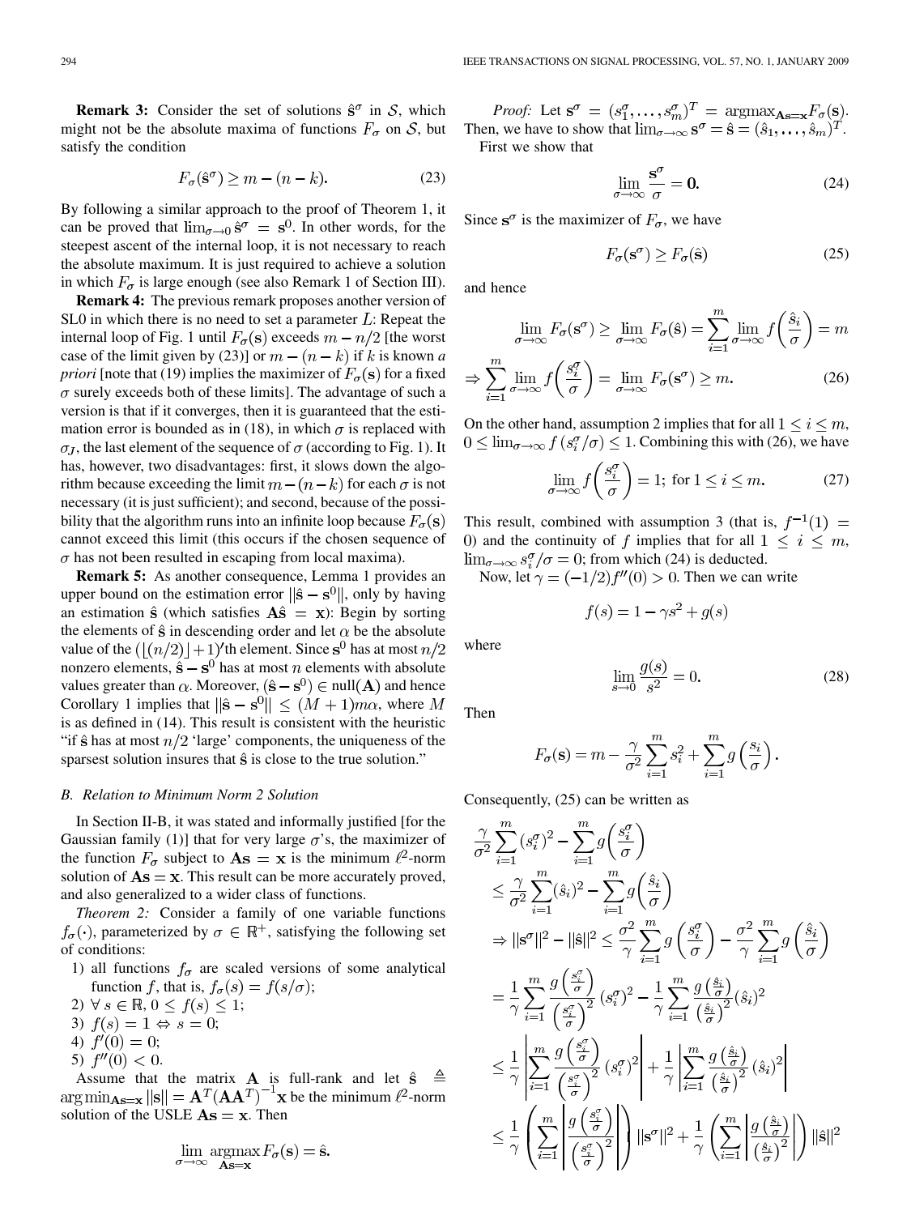**Remark 3:** Consider the set of solutions $\hat{\mathbf{s}}^\sigma$ in $\mathcal{S}$, which might not be the absolute maxima of functions $F_\sigma$ on $\mathcal{S}$, but satisfy the condition

$$F_\sigma(\hat{\mathbf{s}}^\sigma) \geq m - (n-k). \tag{23}$$

By following a similar approach to the proof of Theorem 1, it can be proved that $\lim_{\sigma \to 0} \hat{\mathbf{s}}^\sigma = \mathbf{s}^0$. In other words, for the steepest ascent of the internal loop, it is not necessary to reach the absolute maximum. It is just required to achieve a solution in which $F_\sigma$ is large enough (see also Remark 1 of Section III).

**Remark 4:** The previous remark proposes another version of SL0 in which there is no need to set a parameter $L$: Repeat the internal loop of Fig. 1 until $F_\sigma(\mathbf{s})$ exceeds $m - n/2$ [the worst case of the limit given by (23)] or $m - (n-k)$ if $k$ is known *a priori* [note that (19) implies the maximizer of $F_\sigma(\mathbf{s})$ for a fixed $\sigma$ surely exceeds both of these limits]. The advantage of such a version is that if it converges, then it is guaranteed that the estimation error is bounded as in (18), in which $\sigma$ is replaced with $\sigma_J$, the last element of the sequence of $\sigma$ (according to Fig. 1). It has, however, two disadvantages: first, it slows down the algorithm because exceeding the limit $m-(n-k)$ for each $\sigma$ is not necessary (it is just sufficient); and second, because of the possibility that the algorithm runs into an infinite loop because $F_\sigma(\mathbf{s})$ cannot exceed this limit (this occurs if the chosen sequence of $\sigma$ has not been resulted in escaping from local maxima).

**Remark 5:** As another consequence, Lemma 1 provides an upper bound on the estimation error $\|\hat{\mathbf{s}} - \mathbf{s}^0\|$, only by having an estimation $\hat{\mathbf{s}}$ (which satisfies $\mathbf{A}\hat{\mathbf{s}} = \mathbf{x}$): Begin by sorting the elements of $\hat{\mathbf{s}}$ in descending order and let $\alpha$ be the absolute value of the $(\lfloor (n/2) \rfloor + 1)$'th element. Since $\mathbf{s}^0$ has at most $n/2$ nonzero elements, $\hat{\mathbf{s}} - \mathbf{s}^0$ has at most $n$ elements with absolute values greater than $\alpha$. Moreover, $(\hat{\mathbf{s}} - \mathbf{s}^0) \in \text{null}(\mathbf{A})$ and hence Corollary 1 implies that $\|\hat{\mathbf{s}} - \mathbf{s}^0\| \leq (M+1)m\alpha$, where $M$ is as defined in (14). This result is consistent with the heuristic "if $\hat{\mathbf{s}}$ has at most $n/2$ 'large' components, the uniqueness of the sparsest solution insures that $\hat{\mathbf{s}}$ is close to the true solution."

### *B. Relation to Minimum Norm 2 Solution*

In Section II-B, it was stated and informally justified [for the Gaussian family (1)] that for very large $\sigma$'s, the maximizer of the function $F_\sigma$ subject to $\mathbf{A}\mathbf{s} = \mathbf{x}$ is the minimum $\ell^2$-norm solution of $\mathbf{A}\mathbf{s} = \mathbf{x}$. This result can be more accurately proved, and also generalized to a wider class of functions.

*Theorem 2:* Consider a family of one variable functions $f_\sigma(\cdot)$, parameterized by $\sigma \in \mathbb{R}^+$, satisfying the following set of conditions:

1) all functions $f_\sigma$ are scaled versions of some analytical function $f$, that is, $f_\sigma(s) = f(s/\sigma)$;
2) $\forall\, s \in \mathbb{R},\ 0 \leq f(s) \leq 1$;
3) $f(s) = 1 \Leftrightarrow s = 0$;
4) $f'(0) = 0$;
5) $f''(0) < 0$.

Assume that the matrix $\mathbf{A}$ is full-rank and let $\hat{\mathbf{s}} \triangleq \operatorname{argmin}_{\mathbf{A}\mathbf{s}=\mathbf{x}} \|\mathbf{s}\| = \mathbf{A}^T(\mathbf{A}\mathbf{A}^T)^{-1}\mathbf{x}$ be the minimum $\ell^2$-norm solution of the USLE $\mathbf{A}\mathbf{s} = \mathbf{x}$. Then

$$\lim_{\sigma \to \infty} \operatorname*{argmax}_{\mathbf{A}\mathbf{s}=\mathbf{x}} F_\sigma(\mathbf{s}) = \hat{\mathbf{s}}.$$

*Proof:* Let $\mathbf{s}^\sigma = (s_1^\sigma, \ldots, s_m^\sigma)^T = \operatorname{argmax}_{\mathbf{A}\mathbf{s}=\mathbf{x}} F_\sigma(\mathbf{s})$. Then, we have to show that $\lim_{\sigma\to\infty} \mathbf{s}^\sigma = \hat{\mathbf{s}} = (\hat{s}_1, \ldots, \hat{s}_m)^T$.

First we show that

$$\lim_{\sigma \to \infty} \frac{\mathbf{s}^\sigma}{\sigma} = \mathbf{0}. \tag{24}$$

Since $\mathbf{s}^\sigma$ is the maximizer of $F_\sigma$, we have

$$F_\sigma(\mathbf{s}^\sigma) \geq F_\sigma(\hat{\mathbf{s}}) \tag{25}$$

and hence

$$\lim_{\sigma\to\infty} F_\sigma(\mathbf{s}^\sigma) \geq \lim_{\sigma\to\infty} F_\sigma(\hat{\mathbf{s}}) = \sum_{i=1}^m \lim_{\sigma\to\infty} f\left(\frac{\hat{s}_i}{\sigma}\right) = m$$

$$\Rightarrow \sum_{i=1}^m \lim_{\sigma\to\infty} f\left(\frac{s_i^\sigma}{\sigma}\right) = \lim_{\sigma\to\infty} F_\sigma(\mathbf{s}^\sigma) \geq m. \tag{26}$$

On the other hand, assumption 2 implies that for all $1 \leq i \leq m$, $0 \leq \lim_{\sigma\to\infty} f(s_i^\sigma/\sigma) \leq 1$. Combining this with (26), we have

$$\lim_{\sigma\to\infty} f\left(\frac{s_i^\sigma}{\sigma}\right) = 1; \text{ for } 1 \leq i \leq m. \tag{27}$$

This result, combined with assumption 3 (that is, $f^{-1}(1) = 0$) and the continuity of $f$ implies that for all $1 \leq i \leq m$, $\lim_{\sigma\to\infty} s_i^\sigma/\sigma = 0$; from which (24) is deducted.

Now, let $\gamma = (-1/2)f''(0) > 0$. Then we can write

$$f(s) = 1 - \gamma s^2 + g(s)$$

where

$$\lim_{s\to 0} \frac{g(s)}{s^2} = 0. \tag{28}$$

Then

$$F_\sigma(\mathbf{s}) = m - \frac{\gamma}{\sigma^2}\sum_{i=1}^m s_i^2 + \sum_{i=1}^m g\left(\frac{s_i}{\sigma}\right).$$

Consequently, (25) can be written as

$$\begin{aligned}
&\frac{\gamma}{\sigma^2}\sum_{i=1}^m (s_i^\sigma)^2 - \sum_{i=1}^m g\left(\frac{s_i^\sigma}{\sigma}\right) \\
&\leq \frac{\gamma}{\sigma^2}\sum_{i=1}^m (\hat{s}_i)^2 - \sum_{i=1}^m g\left(\frac{\hat{s}_i}{\sigma}\right) \\
&\Rightarrow \|\mathbf{s}^\sigma\|^2 - \|\hat{\mathbf{s}}\|^2 \leq \frac{\sigma^2}{\gamma}\sum_{i=1}^m g\left(\frac{s_i^\sigma}{\sigma}\right) - \frac{\sigma^2}{\gamma}\sum_{i=1}^m g\left(\frac{\hat{s}_i}{\sigma}\right) \\
&= \frac{1}{\gamma}\sum_{i=1}^m \frac{g\left(\frac{s_i^\sigma}{\sigma}\right)}{\left(\frac{s_i^\sigma}{\sigma}\right)^2}(s_i^\sigma)^2 - \frac{1}{\gamma}\sum_{i=1}^m \frac{g\left(\frac{\hat{s}_i}{\sigma}\right)}{\left(\frac{\hat{s}_i}{\sigma}\right)^2}(\hat{s}_i)^2 \\
&\leq \frac{1}{\gamma}\left|\sum_{i=1}^m \frac{g\left(\frac{s_i^\sigma}{\sigma}\right)}{\left(\frac{s_i^\sigma}{\sigma}\right)^2}(s_i^\sigma)^2\right| + \frac{1}{\gamma}\left|\sum_{i=1}^m \frac{g\left(\frac{\hat{s}_i}{\sigma}\right)}{\left(\frac{\hat{s}_i}{\sigma}\right)^2}(\hat{s}_i)^2\right| \\
&\leq \frac{1}{\gamma}\left(\sum_{i=1}^m \left|\frac{g\left(\frac{s_i^\sigma}{\sigma}\right)}{\left(\frac{s_i^\sigma}{\sigma}\right)^2}\right|\right)\|\mathbf{s}^\sigma\|^2 + \frac{1}{\gamma}\left(\sum_{i=1}^m \left|\frac{g\left(\frac{\hat{s}_i}{\sigma}\right)}{\left(\frac{\hat{s}_i}{\sigma}\right)^2}\right|\right)\|\hat{\mathbf{s}}\|^2
\end{aligned}$$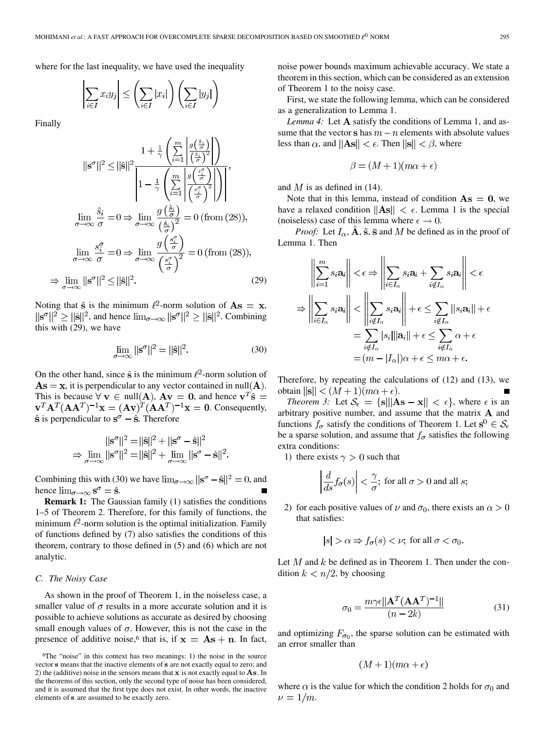where for the last inequality, we have used the inequality

$$\left|\sum_{i\in I} x_i y_j\right| \le \left(\sum_{i\in I} |x_i|\right)\left(\sum_{i\in I} |y_j|\right)$$

Finally

$$\|\mathbf{s}^\sigma\|^2 \le \|\hat{\mathbf{s}}\|^2 \frac{1+\frac{1}{\gamma}\left(\sum_{i=1}^{m}\left|\frac{g\left(\frac{\hat{s}_i}{\sigma}\right)}{\left(\frac{\hat{s}_i}{\sigma}\right)^2}\right|\right)}{\left|1-\frac{1}{\gamma}\left(\sum_{i=1}^{m}\left|\frac{g\left(\frac{s_i^\sigma}{\sigma}\right)}{\left(\frac{s_i^\sigma}{\sigma}\right)^2}\right|\right)\right|},$$

$$\lim_{\sigma\to\infty}\frac{\hat{s}_i}{\sigma}=0 \Rightarrow \lim_{\sigma\to\infty}\frac{g\left(\frac{\hat{s}_i}{\sigma}\right)}{\left(\frac{\hat{s}_i}{\sigma}\right)^2}=0\,(\text{from } (28)),$$

$$\lim_{\sigma\to\infty}\frac{s_i^\sigma}{\sigma}=0 \Rightarrow \lim_{\sigma\to\infty}\frac{g\left(\frac{s_i^\sigma}{\sigma}\right)}{\left(\frac{s_i^\sigma}{\sigma}\right)^2}=0\,(\text{from } (28)),$$

$$\Rightarrow \lim_{\sigma\to\infty}\|\mathbf{s}^\sigma\|^2 \le \|\hat{\mathbf{s}}\|^2. \tag{29}$$

Noting that $\hat{\mathbf{s}}$ is the minimum $\ell^2$-norm solution of $\mathbf{As}=\mathbf{x}$, $\|\mathbf{s}^\sigma\|^2 \ge \|\hat{\mathbf{s}}\|^2$, and hence $\lim_{\sigma\to\infty}\|\mathbf{s}^\sigma\|^2 \ge \|\hat{\mathbf{s}}\|^2$. Combining this with (29), we have

$$\lim_{\sigma\to\infty}\|\mathbf{s}^\sigma\|^2 = \|\hat{\mathbf{s}}\|^2. \tag{30}$$

On the other hand, since $\hat{\mathbf{s}}$ is the minimum $\ell^2$-norm solution of $\mathbf{As}=\mathbf{x}$, it is perpendicular to any vector contained in null$(\mathbf{A})$. This is because $\forall\, \mathbf{v}\in$ null$(\mathbf{A})$, $\mathbf{Av}=\mathbf{0}$, and hence $\mathbf{v}^T\hat{\mathbf{s}} = \mathbf{v}^T\mathbf{A}^T(\mathbf{AA}^T)^{-1}\mathbf{x} = (\mathbf{Av})^T(\mathbf{AA}^T)^{-1}\mathbf{x}=\mathbf{0}$. Consequently, $\hat{\mathbf{s}}$ is perpendicular to $\mathbf{s}^\sigma-\hat{\mathbf{s}}$. Therefore

$$\|\mathbf{s}^\sigma\|^2 = \|\hat{\mathbf{s}}\|^2 + \|\mathbf{s}^\sigma-\hat{\mathbf{s}}\|^2$$
$$\Rightarrow \lim_{\sigma\to\infty}\|\mathbf{s}^\sigma\|^2 = \|\hat{\mathbf{s}}\|^2 + \lim_{\sigma\to\infty}\|\mathbf{s}^\sigma-\hat{\mathbf{s}}\|^2.$$

Combining this with (30) we have $\lim_{\sigma\to\infty}\|\mathbf{s}^\sigma-\hat{\mathbf{s}}\|^2=0$, and hence $\lim_{\sigma\to\infty}\mathbf{s}^\sigma=\hat{\mathbf{s}}$. ∎

**Remark 1:** The Gaussian family (1) satisfies the conditions 1–5 of Theorem 2. Therefore, for this family of functions, the minimum $\ell^2$-norm solution is the optimal initialization. Family of functions defined by (7) also satisfies the conditions of this theorem, contrary to those defined in (5) and (6) which are not analytic.

### C. The Noisy Case

As shown in the proof of Theorem 1, in the noiseless case, a smaller value of $\sigma$ results in a more accurate solution and it is possible to achieve solutions as accurate as desired by choosing small enough values of $\sigma$. However, this is not the case in the presence of additive noise,[6] that is, if $\mathbf{x}=\mathbf{As}+\mathbf{n}$. In fact, noise power bounds maximum achievable accuracy. We state a theorem in this section, which can be considered as an extension of Theorem 1 to the noisy case.

First, we state the following lemma, which can be considered as a generalization to Lemma 1.

*Lemma 4:* Let $\mathbf{A}$ satisfy the conditions of Lemma 1, and assume that the vector $\mathbf{s}$ has $m-n$ elements with absolute values less than $\alpha$, and $\|\mathbf{As}\|<\epsilon$. Then $\|\mathbf{s}\|<\beta$, where

$$\beta=(M+1)(m\alpha+\epsilon)$$

and $M$ is as defined in (14).

Note that in this lemma, instead of condition $\mathbf{As}=\mathbf{0}$, we have a relaxed condition $\|\mathbf{As}\|<\epsilon$. Lemma 1 is the special (noiseless) case of this lemma where $\epsilon\to 0$.

*Proof:* Let $I_\alpha, \hat{\mathbf{A}}, \tilde{\mathbf{s}}, \bar{\mathbf{s}}$ and $M$ be defined as in the proof of Lemma 1. Then

$$\left\|\sum_{i=1}^{m} s_i\mathbf{a}_i\right\|<\epsilon \Rightarrow \left\|\sum_{i\in I_\alpha} s_i\mathbf{a}_i + \sum_{i\notin I_\alpha} s_i\mathbf{a}_i\right\|<\epsilon$$
$$\Rightarrow \left\|\sum_{i\in I_\alpha} s_i\mathbf{a}_i\right\| < \left\|\sum_{i\notin I_\alpha} s_i\mathbf{a}_i\right\|+\epsilon \le \sum_{i\notin I_\alpha}\|s_i\mathbf{a}_i\|+\epsilon$$
$$=\sum_{i\notin I_\alpha}|s_i|\|\mathbf{a}_i\|+\epsilon \le \sum_{i\notin I_\alpha}\alpha+\epsilon$$
$$=(m-|I_\alpha|)\alpha+\epsilon \le m\alpha+\epsilon.$$

Therefore, by repeating the calculations of (12) and (13), we obtain $\|\mathbf{s}\|<(M+1)(m\alpha+\epsilon)$. ∎

*Theorem 3:* Let $\mathcal{S}_\epsilon=\{\mathbf{s}\,|\,\|\mathbf{As}-\mathbf{x}\|<\epsilon\}$, where $\epsilon$ is an arbitrary positive number, and assume that the matrix $\mathbf{A}$ and functions $f_\sigma$ satisfy the conditions of Theorem 1. Let $\mathbf{s}^0\in\mathcal{S}_\epsilon$ be a sparse solution, and assume that $f_\sigma$ satisfies the following extra conditions:

1) there exists $\gamma>0$ such that

$$\left|\frac{d}{ds}f_\sigma(s)\right|<\frac{\gamma}{\sigma};\ \text{for all } \sigma>0 \text{ and all } s;$$

2) for each positive values of $\nu$ and $\sigma_0$, there exists an $\alpha>0$ that satisfies:

$$|s|>\alpha \Rightarrow f_\sigma(s)<\nu;\ \text{for all } \sigma<\sigma_0.$$

Let $M$ and $k$ be defined as in Theorem 1. Then under the condition $k<n/2$, by choosing

$$\sigma_0=\frac{m\gamma\epsilon\|\mathbf{A}^T(\mathbf{AA}^T)^{-1}\|}{(n-2k)} \tag{31}$$

and optimizing $F_{\sigma_0}$, the sparse solution can be estimated with an error smaller than

$$(M+1)(m\alpha+\epsilon)$$

where $\alpha$ is the value for which the condition 2 holds for $\sigma_0$ and $\nu=1/m$.

[6] The "noise" in this context has two meanings: 1) the noise in the source vector $\mathbf{s}$ means that the inactive elements of $\mathbf{s}$ are not exactly equal to zero; and 2) the (additive) noise in the sensors means that $\mathbf{x}$ is not exactly equal to $\mathbf{As}$. In the theorems of this section, only the second type of noise has been considered, and it is assumed that the first type does not exist. In other words, the inactive elements of $\mathbf{s}$ are assumed to be exactly zero.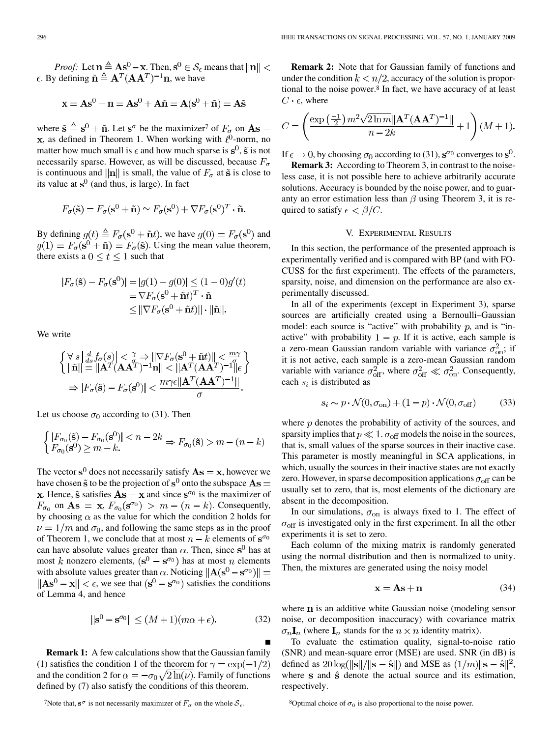*Proof:* Let $\mathbf{n} \triangleq \mathbf{A}\mathbf{s}^0 - \mathbf{x}$. Then, $\mathbf{s}^0 \in \mathcal{S}_\epsilon$ means that $\|\mathbf{n}\| < \epsilon$. By defining $\tilde{\mathbf{n}} \triangleq \mathbf{A}^T(\mathbf{A}\mathbf{A}^T)^{-1}\mathbf{n}$, we have

$$\mathbf{x} = \mathbf{A}\mathbf{s}^0 + \mathbf{n} = \mathbf{A}\mathbf{s}^0 + \mathbf{A}\tilde{\mathbf{n}} = \mathbf{A}(\mathbf{s}^0 + \tilde{\mathbf{n}}) = \mathbf{A}\tilde{\mathbf{s}}$$

where $\tilde{\mathbf{s}} \triangleq \mathbf{s}^0 + \tilde{\mathbf{n}}$. Let $\mathbf{s}^\sigma$ be the maximizer[7] of $F_\sigma$ on $\mathbf{A}\mathbf{s} = \mathbf{x}$, as defined in Theorem 1. When working with $\ell^0$-norm, no matter how much small is $\epsilon$ and how much sparse is $\mathbf{s}^0$, $\tilde{\mathbf{s}}$ is not necessarily sparse. However, as will be discussed, because $F_\sigma$ is continuous and $\|\mathbf{n}\|$ is small, the value of $F_\sigma$ at $\tilde{\mathbf{s}}$ is close to its value at $\mathbf{s}^0$ (and thus, is large). In fact

$$F_\sigma(\tilde{\mathbf{s}}) = F_\sigma(\mathbf{s}^0 + \tilde{\mathbf{n}}) \simeq F_\sigma(\mathbf{s}^0) + \nabla F_\sigma(\mathbf{s}^0)^T \cdot \tilde{\mathbf{n}}.$$

By defining $g(t) \triangleq F_\sigma(\mathbf{s}^0 + \tilde{\mathbf{n}}t)$, we have $g(0) = F_\sigma(\mathbf{s}^0)$ and $g(1) = F_\sigma(\mathbf{s}^0 + \tilde{\mathbf{n}}) = F_\sigma(\tilde{\mathbf{s}})$. Using the mean value theorem, there exists a $0 \le t \le 1$ such that

$$\begin{aligned}|F_\sigma(\tilde{\mathbf{s}}) - F_\sigma(\mathbf{s}^0)| &= |g(1) - g(0)| \le (1-0)g'(t)\\ &= \nabla F_\sigma(\mathbf{s}^0 + \tilde{\mathbf{n}}t)^T \cdot \tilde{\mathbf{n}}\\ &\le \|\nabla F_\sigma(\mathbf{s}^0 + \tilde{\mathbf{n}}t)\| \cdot \|\tilde{\mathbf{n}}\|.\end{aligned}$$

We write

$$\begin{Bmatrix} \forall\, s \left|\frac{d}{ds} f_\sigma(s)\right| < \frac{\gamma}{\sigma} \Rightarrow \|\nabla F_\sigma(\mathbf{s}^0 + \tilde{\mathbf{n}}t)\| < \frac{m\gamma}{\sigma} \\ \|\tilde{\mathbf{n}}\| = \|\mathbf{A}^T(\mathbf{A}\mathbf{A}^T)^{-1}\mathbf{n}\| < \|\mathbf{A}^T(\mathbf{A}\mathbf{A}^T)^{-1}\|\epsilon \end{Bmatrix}$$
$$\Rightarrow |F_\sigma(\tilde{\mathbf{s}}) - F_\sigma(\mathbf{s}^0)| < \frac{m\gamma\epsilon\|\mathbf{A}^T(\mathbf{A}\mathbf{A}^T)^{-1}\|}{\sigma}.$$

Let us choose $\sigma_0$ according to (31). Then

$$\begin{cases} |F_{\sigma_0}(\tilde{\mathbf{s}}) - F_{\sigma_0}(\mathbf{s}^0)| < n - 2k \\ F_{\sigma_0}(\mathbf{s}^0) \ge m - k. \end{cases} \Rightarrow F_{\sigma_0}(\tilde{\mathbf{s}}) > m - (n-k)$$

The vector $\mathbf{s}^0$ does not necessarily satisfy $\mathbf{A}\mathbf{s} = \mathbf{x}$, however we have chosen $\tilde{\mathbf{s}}$ to be the projection of $\mathbf{s}^0$ onto the subspace $\mathbf{A}\mathbf{s} = \mathbf{x}$. Hence, $\tilde{\mathbf{s}}$ satisfies $\mathbf{A}\mathbf{s} = \mathbf{x}$ and since $\mathbf{s}^{\sigma_0}$ is the maximizer of $F_{\sigma_0}$ on $\mathbf{A}\mathbf{s} = \mathbf{x}$, $F_{\sigma_0}(\mathbf{s}^{\sigma_0}) > m - (n-k)$. Consequently, by choosing $\alpha$ as the value for which the condition 2 holds for $\nu = 1/m$ and $\sigma_0$, and following the same steps as in the proof of Theorem 1, we conclude that at most $n-k$ elements of $\mathbf{s}^{\sigma_0}$ can have absolute values greater than $\alpha$. Then, since $\mathbf{s}^0$ has at most $k$ nonzero elements, $(\mathbf{s}^0 - \mathbf{s}^{\sigma_0})$ has at most $n$ elements with absolute values greater than $\alpha$. Noticing $\|\mathbf{A}(\mathbf{s}^0 - \mathbf{s}^{\sigma_0})\| = \|\mathbf{A}\mathbf{s}^0 - \mathbf{x}\| < \epsilon$, we see that $(\mathbf{s}^0 - \mathbf{s}^{\sigma_0})$ satisfies the conditions of Lemma 4, and hence

$$\|\mathbf{s}^0 - \mathbf{s}^{\sigma_0}\| \le (M+1)(m\alpha + \epsilon). \tag{32}$$

■

**Remark 1:** A few calculations show that the Gaussian family (1) satisfies the condition 1 of the theorem for $\gamma = \exp(-1/2)$ and the condition 2 for $\alpha = -\sigma_0\sqrt{2\ln(\nu)}$. Family of functions defined by (7) also satisfy the conditions of this theorem.

**Remark 2:** Note that for Gaussian family of functions and under the condition $k < n/2$, accuracy of the solution is proportional to the noise power.[8] In fact, we have accuracy of at least $C \cdot \epsilon$, where

$$C = \left(\frac{\exp\left(\frac{-1}{2}\right) m^2\sqrt{2\ln m}\|\mathbf{A}^T(\mathbf{A}\mathbf{A}^T)^{-1}\|}{n-2k} + 1\right)(M+1).$$

If $\epsilon \to 0$, by choosing $\sigma_0$ according to (31), $\mathbf{s}^{\sigma_0}$ converges to $\mathbf{s}^0$.

**Remark 3:** According to Theorem 3, in contrast to the noiseless case, it is not possible here to achieve arbitrarily accurate solutions. Accuracy is bounded by the noise power, and to guaranty an error estimation less than $\beta$ using Theorem 3, it is required to satisfy $\epsilon < \beta/C$.

## V. Experimental Results

In this section, the performance of the presented approach is experimentally verified and is compared with BP (and with FOCUSS for the first experiment). The effects of the parameters, sparsity, noise, and dimension on the performance are also experimentally discussed.

In all of the experiments (except in Experiment 3), sparse sources are artificially created using a Bernoulli–Gaussian model: each source is "active" with probability $p$, and is "inactive" with probability $1-p$. If it is active, each sample is a zero-mean Gaussian random variable with variance $\sigma_{\text{on}}^2$; if it is not active, each sample is a zero-mean Gaussian random variable with variance $\sigma_{\text{off}}^2$, where $\sigma_{\text{off}}^2 \ll \sigma_{\text{on}}^2$. Consequently, each $s_i$ is distributed as

$$s_i \sim p \cdot \mathcal{N}(0, \sigma_{\text{on}}) + (1-p) \cdot \mathcal{N}(0, \sigma_{\text{off}}) \tag{33}$$

where $p$ denotes the probability of activity of the sources, and sparsity implies that $p \ll 1$. $\sigma_{\text{off}}$ models the noise in the sources, that is, small values of the sparse sources in their inactive case. This parameter is mostly meaningful in SCA applications, in which, usually the sources in their inactive states are not exactly zero. However, in sparse decomposition applications $\sigma_{\text{off}}$ can be usually set to zero, that is, most elements of the dictionary are absent in the decomposition.

In our simulations, $\sigma_{\text{on}}$ is always fixed to 1. The effect of $\sigma_{\text{off}}$ is investigated only in the first experiment. In all the other experiments it is set to zero.

Each column of the mixing matrix is randomly generated using the normal distribution and then is normalized to unity. Then, the mixtures are generated using the noisy model

$$\mathbf{x} = \mathbf{A}\mathbf{s} + \mathbf{n} \tag{34}$$

where $\mathbf{n}$ is an additive white Gaussian noise (modeling sensor noise, or decomposition inaccuracy) with covariance matrix $\sigma_n \mathbf{I}_n$ (where $\mathbf{I}_n$ stands for the $n \times n$ identity matrix).

To evaluate the estimation quality, signal-to-noise ratio (SNR) and mean-square error (MSE) are used. SNR (in dB) is defined as $20\log(\|\mathbf{s}\|/\|\mathbf{s} - \hat{\mathbf{s}}\|)$ and MSE as $(1/m)\|\mathbf{s} - \hat{\mathbf{s}}\|^2$, where $\mathbf{s}$ and $\hat{\mathbf{s}}$ denote the actual source and its estimation, respectively.

[7]Note that, $\mathbf{s}^\sigma$ is not necessarily maximizer of $F_\sigma$ on the whole $\mathcal{S}_\epsilon$.

[8]Optimal choice of $\sigma_0$ is also proportional to the noise power.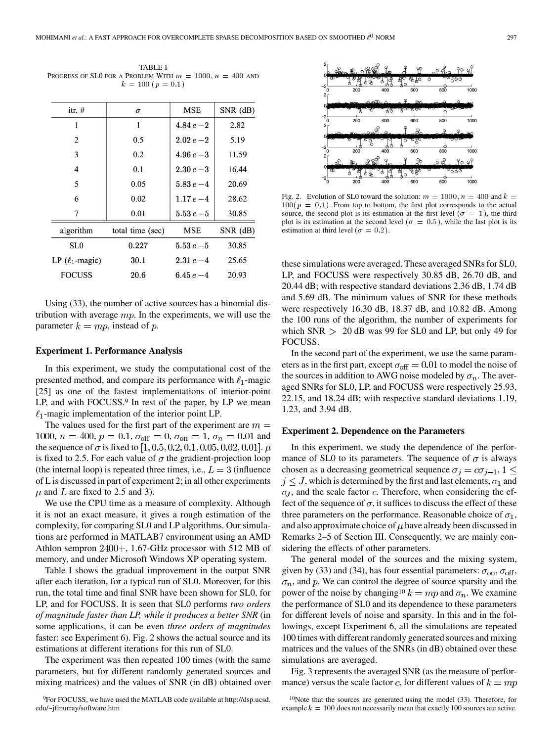TABLE I
PROGRESS OF SL0 FOR A PROBLEM WITH $m = 1000$, $n = 400$ AND $k = 100$ $(p = 0.1)$

| itr. # | $\sigma$ | MSE | SNR (dB) |
|---|---|---|---|
| 1 | 1 | $4.84\,e-2$ | 2.82 |
| 2 | 0.5 | $2.02\,e-2$ | 5.19 |
| 3 | 0.2 | $4.96\,e-3$ | 11.59 |
| 4 | 0.1 | $2.30\,e-3$ | 16.44 |
| 5 | 0.05 | $5.83\,e-4$ | 20.69 |
| 6 | 0.02 | $1.17\,e-4$ | 28.62 |
| 7 | 0.01 | $5.53\,e-5$ | 30.85 |
| **algorithm** | **total time (sec)** | **MSE** | **SNR (dB)** |
| SL0 | 0.227 | $5.53\,e-5$ | 30.85 |
| LP ($\ell_1$-magic) | 30.1 | $2.31\,e-4$ | 25.65 |
| FOCUSS | 20.6 | $6.45\,e-4$ | 20.93 |

Using (33), the number of active sources has a binomial distribution with average $mp$. In the experiments, we will use the parameter $k = mp$, instead of $p$.

**Experiment 1. Performance Analysis**

In this experiment, we study the computational cost of the presented method, and compare its performance with $\ell_1$-magic [25] as one of the fastest implementations of interior-point LP, and with FOCUSS.[9] In rest of the paper, by LP we mean $\ell_1$-magic implementation of the interior point LP.

The values used for the first part of the experiment are $m = 1000$, $n = 400$, $p = 0.1$, $\sigma_{\text{off}} = 0$, $\sigma_{\text{on}} = 1$, $\sigma_n = 0.01$ and the sequence of $\sigma$ is fixed to $[1, 0.5, 0.2, 0.1, 0.05, 0.02, 0.01]$. $\mu$ is fixed to 2.5. For each value of $\sigma$ the gradient-projection loop (the internal loop) is repeated three times, i.e., $L = 3$ (influence of L is discussed in part of experiment 2; in all other experiments $\mu$ and $L$ are fixed to 2.5 and 3).

We use the CPU time as a measure of complexity. Although it is not an exact measure, it gives a rough estimation of the complexity, for comparing SL0 and LP algorithms. Our simulations are performed in MATLAB7 environment using an AMD Athlon sempron $2400+$, 1.67-GHz processor with 512 MB of memory, and under Microsoft Windows XP operating system.

Table I shows the gradual improvement in the output SNR after each iteration, for a typical run of SL0. Moreover, for this run, the total time and final SNR have been shown for SL0, for LP, and for FOCUSS. It is seen that SL0 performs *two orders of magnitude faster than LP, while it produces a better SNR* (in some applications, it can be even *three orders of magnitudes* faster: see Experiment 6). Fig. 2 shows the actual source and its estimations at different iterations for this run of SL0.

The experiment was then repeated 100 times (with the same parameters, but for different randomly generated sources and mixing matrices) and the values of SNR (in dB) obtained over

Fig. 2. Evolution of SL0 toward the solution: $m = 1000$, $n = 400$ and $k = 100 (p = 0.1)$. From top to bottom, the first plot corresponds to the actual source, the second plot is its estimation at the first level ($\sigma = 1$), the third plot is its estimation at the second level ($\sigma = 0.5$), while the last plot is its estimation at third level ($\sigma = 0.2$).

these simulations were averaged. These averaged SNRs for SL0, LP, and FOCUSS were respectively 30.85 dB, 26.70 dB, and 20.44 dB; with respective standard deviations 2.36 dB, 1.74 dB and 5.69 dB. The minimum values of SNR for these methods were respectively 16.30 dB, 18.37 dB, and 10.82 dB. Among the 100 runs of the algorithm, the number of experiments for which SNR $>$ 20 dB was 99 for SL0 and LP, but only 49 for FOCUSS.

In the second part of the experiment, we use the same parameters as in the first part, except $\sigma_{\text{off}} = 0.01$ to model the noise of the sources in addition to AWG noise modeled by $\sigma_n$. The averaged SNRs for SL0, LP, and FOCUSS were respectively 25.93, 22.15, and 18.24 dB; with respective standard deviations 1.19, 1.23, and 3.94 dB.

**Experiment 2. Dependence on the Parameters**

In this experiment, we study the dependence of the performance of SL0 to its parameters. The sequence of $\sigma$ is always chosen as a decreasing geometrical sequence $\sigma_j = c\sigma_{j-1}$, $1 \leq j \leq J$, which is determined by the first and last elements, $\sigma_1$ and $\sigma_J$, and the scale factor $c$. Therefore, when considering the effect of the sequence of $\sigma$, it suffices to discuss the effect of these three parameters on the performance. Reasonable choice of $\sigma_1$, and also approximate choice of $\mu$ have already been discussed in Remarks 2–5 of Section III. Consequently, we are mainly considering the effects of other parameters.

The general model of the sources and the mixing system, given by (33) and (34), has four essential parameters: $\sigma_{\text{on}}$, $\sigma_{\text{off}}$, $\sigma_n$, and $p$. We can control the degree of source sparsity and the power of the noise by changing[10] $k = mp$ and $\sigma_n$. We examine the performance of SL0 and its dependence to these parameters for different levels of noise and sparsity. In this and in the followings, except Experiment 6, all the simulations are repeated 100 times with different randomly generated sources and mixing matrices and the values of the SNRs (in dB) obtained over these simulations are averaged.

Fig. 3 represents the averaged SNR (as the measure of performance) versus the scale factor $c$, for different values of $k = mp$

[9]For FOCUSS, we have used the MATLAB code available at http://dsp.ucsd.edu/~jfmurray/software.htm

[10]Note that the sources are generated using the model (33). Therefore, for example $k = 100$ does not necessarily mean that exactly 100 sources are active.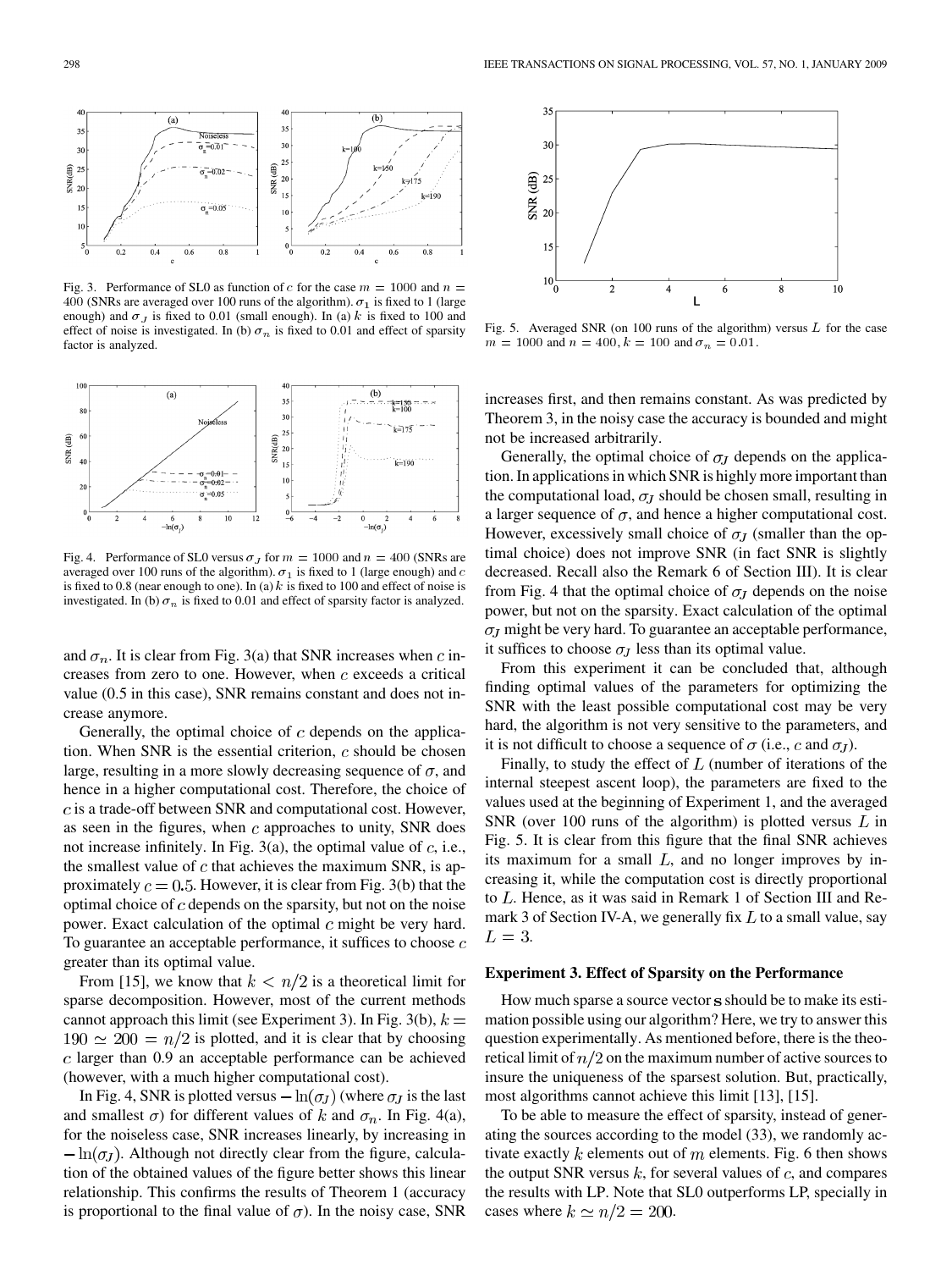Fig. 3. Performance of SL0 as function of $c$ for the case $m = 1000$ and $n = 400$ (SNRs are averaged over 100 runs of the algorithm). $\sigma_1$ is fixed to 1 (large enough) and $\sigma_J$ is fixed to 0.01 (small enough). In (a) $k$ is fixed to 100 and effect of noise is investigated. In (b) $\sigma_n$ is fixed to 0.01 and effect of sparsity factor is analyzed.

Fig. 4. Performance of SL0 versus $\sigma_J$ for $m = 1000$ and $n = 400$ (SNRs are averaged over 100 runs of the algorithm). $\sigma_1$ is fixed to 1 (large enough) and $c$ is fixed to 0.8 (near enough to one). In (a) $k$ is fixed to 100 and effect of noise is investigated. In (b) $\sigma_n$ is fixed to 0.01 and effect of sparsity factor is analyzed.

and $\sigma_n$. It is clear from Fig. 3(a) that SNR increases when $c$ increases from zero to one. However, when $c$ exceeds a critical value (0.5 in this case), SNR remains constant and does not increase anymore.

Generally, the optimal choice of $c$ depends on the application. When SNR is the essential criterion, $c$ should be chosen large, resulting in a more slowly decreasing sequence of $\sigma$, and hence in a higher computational cost. Therefore, the choice of $c$ is a trade-off between SNR and computational cost. However, as seen in the figures, when $c$ approaches to unity, SNR does not increase infinitely. In Fig. 3(a), the optimal value of $c$, i.e., the smallest value of $c$ that achieves the maximum SNR, is approximately $c = 0.5$. However, it is clear from Fig. 3(b) that the optimal choice of $c$ depends on the sparsity, but not on the noise power. Exact calculation of the optimal $c$ might be very hard. To guarantee an acceptable performance, it suffices to choose $c$ greater than its optimal value.

From [15], we know that $k < n/2$ is a theoretical limit for sparse decomposition. However, most of the current methods cannot approach this limit (see Experiment 3). In Fig. 3(b), $k = 190 \simeq 200 = n/2$ is plotted, and it is clear that by choosing $c$ larger than 0.9 an acceptable performance can be achieved (however, with a much higher computational cost).

In Fig. 4, SNR is plotted versus $-\ln(\sigma_J)$ (where $\sigma_J$ is the last and smallest $\sigma$) for different values of $k$ and $\sigma_n$. In Fig. 4(a), for the noiseless case, SNR increases linearly, by increasing in $-\ln(\sigma_J)$. Although not directly clear from the figure, calculation of the obtained values of the figure better shows this linear relationship. This confirms the results of Theorem 1 (accuracy is proportional to the final value of $\sigma$). In the noisy case, SNR increases first, and then remains constant. As was predicted by Theorem 3, in the noisy case the accuracy is bounded and might not be increased arbitrarily.

Fig. 5. Averaged SNR (on 100 runs of the algorithm) versus $L$ for the case $m = 1000$ and $n = 400$, $k = 100$ and $\sigma_n = 0.01$.

Generally, the optimal choice of $\sigma_J$ depends on the application. In applications in which SNR is highly more important than the computational load, $\sigma_J$ should be chosen small, resulting in a larger sequence of $\sigma$, and hence a higher computational cost. However, excessively small choice of $\sigma_J$ (smaller than the optimal choice) does not improve SNR (in fact SNR is slightly decreased. Recall also the Remark 6 of Section III). It is clear from Fig. 4 that the optimal choice of $\sigma_J$ depends on the noise power, but not on the sparsity. Exact calculation of the optimal $\sigma_J$ might be very hard. To guarantee an acceptable performance, it suffices to choose $\sigma_J$ less than its optimal value.

From this experiment it can be concluded that, although finding optimal values of the parameters for optimizing the SNR with the least possible computational cost may be very hard, the algorithm is not very sensitive to the parameters, and it is not difficult to choose a sequence of $\sigma$ (i.e., $c$ and $\sigma_J$).

Finally, to study the effect of $L$ (number of iterations of the internal steepest ascent loop), the parameters are fixed to the values used at the beginning of Experiment 1, and the averaged SNR (over 100 runs of the algorithm) is plotted versus $L$ in Fig. 5. It is clear from this figure that the final SNR achieves its maximum for a small $L$, and no longer improves by increasing it, while the computation cost is directly proportional to $L$. Hence, as it was said in Remark 1 of Section III and Remark 3 of Section IV-A, we generally fix $L$ to a small value, say $L = 3$.

### Experiment 3. Effect of Sparsity on the Performance

How much sparse a source vector $\mathbf{s}$ should be to make its estimation possible using our algorithm? Here, we try to answer this question experimentally. As mentioned before, there is the theoretical limit of $n/2$ on the maximum number of active sources to insure the uniqueness of the sparsest solution. But, practically, most algorithms cannot achieve this limit [13], [15].

To be able to measure the effect of sparsity, instead of generating the sources according to the model (33), we randomly activate exactly $k$ elements out of $m$ elements. Fig. 6 then shows the output SNR versus $k$, for several values of $c$, and compares the results with LP. Note that SL0 outperforms LP, specially in cases where $k \simeq n/2 = 200$.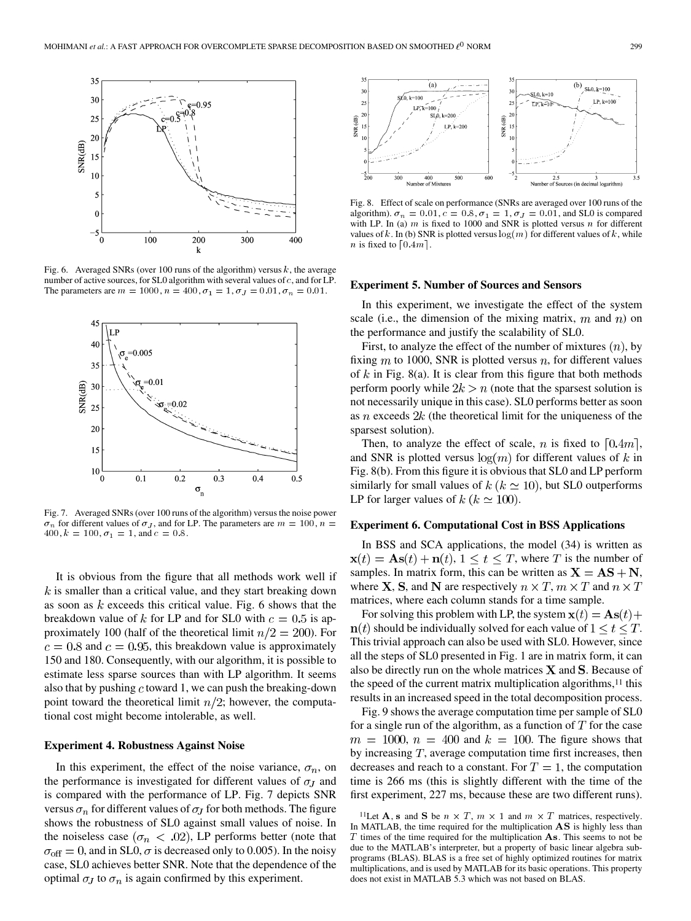Fig. 6. Averaged SNRs (over 100 runs of the algorithm) versus $k$, the average number of active sources, for SL0 algorithm with several values of $c$, and for LP. The parameters are $m = 1000, n = 400, \sigma_1 = 1, \sigma_J = 0.01, \sigma_n = 0.01$.

Fig. 7. Averaged SNRs (over 100 runs of the algorithm) versus the noise power $\sigma_n$ for different values of $\sigma_J$, and for LP. The parameters are $m = 100$, $n = 400, k = 100, \sigma_1 = 1$, and $c = 0.8$.

It is obvious from the figure that all methods work well if $k$ is smaller than a critical value, and they start breaking down as soon as $k$ exceeds this critical value. Fig. 6 shows that the breakdown value of $k$ for LP and for SL0 with $c = 0.5$ is approximately 100 (half of the theoretical limit $n/2 = 200$). For $c = 0.8$ and $c = 0.95$, this breakdown value is approximately 150 and 180. Consequently, with our algorithm, it is possible to estimate less sparse sources than with LP algorithm. It seems also that by pushing $c$ toward 1, we can push the breaking-down point toward the theoretical limit $n/2$; however, the computational cost might become intolerable, as well.

### Experiment 4. Robustness Against Noise

In this experiment, the effect of the noise variance, $\sigma_n$, on the performance is investigated for different values of $\sigma_J$ and is compared with the performance of LP. Fig. 7 depicts SNR versus $\sigma_n$ for different values of $\sigma_J$ for both methods. The figure shows the robustness of SL0 against small values of noise. In the noiseless case $(\sigma_n < .02)$, LP performs better (note that $\sigma_{\text{off}} = 0$, and in SL0, $\sigma$ is decreased only to 0.005). In the noisy case, SL0 achieves better SNR. Note that the dependence of the optimal $\sigma_J$ to $\sigma_n$ is again confirmed by this experiment.

Fig. 8. Effect of scale on performance (SNRs are averaged over 100 runs of the algorithm). $\sigma_n = 0.01, c = 0.8, \sigma_1 = 1, \sigma_J = 0.01$, and SL0 is compared with LP. In (a) $m$ is fixed to 1000 and SNR is plotted versus $n$ for different values of $k$. In (b) SNR is plotted versus $\log(m)$ for different values of $k$, while $n$ is fixed to $\lceil 0.4m \rceil$.

### Experiment 5. Number of Sources and Sensors

In this experiment, we investigate the effect of the system scale (i.e., the dimension of the mixing matrix, $m$ and $n$) on the performance and justify the scalability of SL0.

First, to analyze the effect of the number of mixtures $(n)$, by fixing $m$ to 1000, SNR is plotted versus $n$, for different values of $k$ in Fig. 8(a). It is clear from this figure that both methods perform poorly while $2k > n$ (note that the sparsest solution is not necessarily unique in this case). SL0 performs better as soon as $n$ exceeds $2k$ (the theoretical limit for the uniqueness of the sparsest solution).

Then, to analyze the effect of scale, $n$ is fixed to $\lceil 0.4m \rceil$, and SNR is plotted versus $\log(m)$ for different values of $k$ in Fig. 8(b). From this figure it is obvious that SL0 and LP perform similarly for small values of $k$ $(k \simeq 10)$, but SL0 outperforms LP for larger values of $k$ $(k \simeq 100)$.

### Experiment 6. Computational Cost in BSS Applications

In BSS and SCA applications, the model (34) is written as $\mathbf{x}(t) = \mathbf{A}\mathbf{s}(t) + \mathbf{n}(t)$, $1 \le t \le T$, where $T$ is the number of samples. In matrix form, this can be written as $\mathbf{X} = \mathbf{AS} + \mathbf{N}$, where $\mathbf{X}$, $\mathbf{S}$, and $\mathbf{N}$ are respectively $n \times T$, $m \times T$ and $n \times T$ matrices, where each column stands for a time sample.

For solving this problem with LP, the system $\mathbf{x}(t) = \mathbf{A}\mathbf{s}(t) + \mathbf{n}(t)$ should be individually solved for each value of $1 \le t \le T$. This trivial approach can also be used with SL0. However, since all the steps of SL0 presented in Fig. 1 are in matrix form, it can also be directly run on the whole matrices $\mathbf{X}$ and $\mathbf{S}$. Because of the speed of the current matrix multiplication algorithms,[11] this results in an increased speed in the total decomposition process.

Fig. 9 shows the average computation time per sample of SL0 for a single run of the algorithm, as a function of $T$ for the case $m = 1000$, $n = 400$ and $k = 100$. The figure shows that by increasing $T$, average computation time first increases, then decreases and reach to a constant. For $T = 1$, the computation time is 266 ms (this is slightly different with the time of the first experiment, 227 ms, because these are two different runs).

[11] Let $\mathbf{A}$, $\mathbf{s}$ and $\mathbf{S}$ be $n \times T$, $m \times 1$ and $m \times T$ matrices, respectively. In MATLAB, the time required for the multiplication $\mathbf{AS}$ is highly less than $T$ times of the time required for the multiplication $\mathbf{As}$. This seems to not be due to the MATLAB's interpreter, but a property of basic linear algebra subprograms (BLAS). BLAS is a free set of highly optimized routines for matrix multiplications, and is used by MATLAB for its basic operations. This property does not exist in MATLAB 5.3 which was not based on BLAS.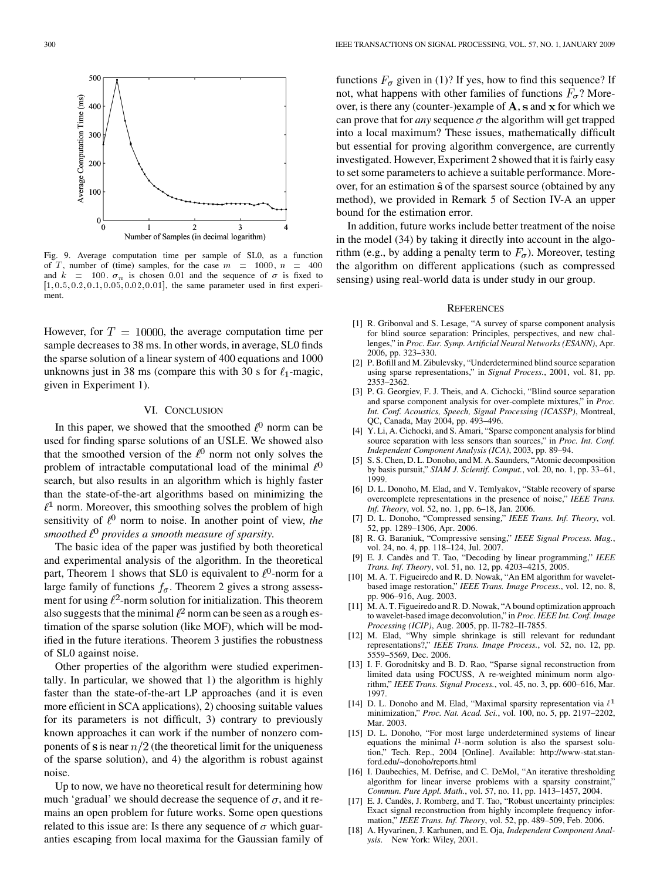Fig. 9. Average computation time per sample of SL0, as a function of $T$, number of (time) samples, for the case $m = 1000$, $n = 400$ and $k = 100$. $\sigma_n$ is chosen 0.01 and the sequence of $\sigma$ is fixed to $[1, 0.5, 0.2, 0.1, 0.05, 0.02, 0.01]$, the same parameter used in first experiment.

However, for $T = 10000$, the average computation time per sample decreases to 38 ms. In other words, in average, SL0 finds the sparse solution of a linear system of 400 equations and 1000 unknowns just in 38 ms (compare this with 30 s for $\ell_1$-magic, given in Experiment 1).

## VI. Conclusion

In this paper, we showed that the smoothed $\ell^0$ norm can be used for finding sparse solutions of an USLE. We showed also that the smoothed version of the $\ell^0$ norm not only solves the problem of intractable computational load of the minimal $\ell^0$ search, but also results in an algorithm which is highly faster than the state-of-the-art algorithms based on minimizing the $\ell^1$ norm. Moreover, this smoothing solves the problem of high sensitivity of $\ell^0$ norm to noise. In another point of view, *the smoothed $\ell^0$ provides a smooth measure of sparsity*.

The basic idea of the paper was justified by both theoretical and experimental analysis of the algorithm. In the theoretical part, Theorem 1 shows that SL0 is equivalent to $\ell^0$-norm for a large family of functions $f_\sigma$. Theorem 2 gives a strong assessment for using $\ell^2$-norm solution for initialization. This theorem also suggests that the minimal $\ell^2$ norm can be seen as a rough estimation of the sparse solution (like MOF), which will be modified in the future iterations. Theorem 3 justifies the robustness of SL0 against noise.

Other properties of the algorithm were studied experimentally. In particular, we showed that 1) the algorithm is highly faster than the state-of-the-art LP approaches (and it is even more efficient in SCA applications), 2) choosing suitable values for its parameters is not difficult, 3) contrary to previously known approaches it can work if the number of nonzero components of $\mathbf{s}$ is near $n/2$ (the theoretical limit for the uniqueness of the sparse solution), and 4) the algorithm is robust against noise.

Up to now, we have no theoretical result for determining how much 'gradual' we should decrease the sequence of $\sigma$, and it remains an open problem for future works. Some open questions related to this issue are: Is there any sequence of $\sigma$ which guaranties escaping from local maxima for the Gaussian family of functions $F_\sigma$ given in (1)? If yes, how to find this sequence? If not, what happens with other families of functions $F_\sigma$? Moreover, is there any (counter-)example of $\mathbf{A}$, $\mathbf{s}$ and $\mathbf{x}$ for which we can prove that for *any* sequence $\sigma$ the algorithm will get trapped into a local maximum? These issues, mathematically difficult but essential for proving algorithm convergence, are currently investigated. However, Experiment 2 showed that it is fairly easy to set some parameters to achieve a suitable performance. Moreover, for an estimation $\hat{\mathbf{s}}$ of the sparsest source (obtained by any method), we provided in Remark 5 of Section IV-A an upper bound for the estimation error.

In addition, future works include better treatment of the noise in the model (34) by taking it directly into account in the algorithm (e.g., by adding a penalty term to $F_\sigma$). Moreover, testing the algorithm on different applications (such as compressed sensing) using real-world data is under study in our group.

## References

[1] R. Gribonval and S. Lesage, "A survey of sparse component analysis for blind source separation: Principles, perspectives, and new challenges," in *Proc. Eur. Symp. Artificial Neural Networks (ESANN)*, Apr. 2006, pp. 323–330.

[2] P. Bofill and M. Zibulevsky, "Underdetermined blind source separation using sparse representations," in *Signal Process.*, 2001, vol. 81, pp. 2353–2362.

[3] P. G. Georgiev, F. J. Theis, and A. Cichocki, "Blind source separation and sparse component analysis for over-complete mixtures," in *Proc. Int. Conf. Acoustics, Speech, Signal Processing (ICASSP)*, Montreal, QC, Canada, May 2004, pp. 493–496.

[4] Y. Li, A. Cichocki, and S. Amari, "Sparse component analysis for blind source separation with less sensors than sources," in *Proc. Int. Conf. Independent Component Analysis (ICA)*, 2003, pp. 89–94.

[5] S. S. Chen, D. L. Donoho, and M. A. Saunders, "Atomic decomposition by basis pursuit," *SIAM J. Scientif. Comput.*, vol. 20, no. 1, pp. 33–61, 1999.

[6] D. L. Donoho, M. Elad, and V. Temlyakov, "Stable recovery of sparse overcomplete representations in the presence of noise," *IEEE Trans. Inf. Theory*, vol. 52, no. 1, pp. 6–18, Jan. 2006.

[7] D. L. Donoho, "Compressed sensing," *IEEE Trans. Inf. Theory*, vol. 52, pp. 1289–1306, Apr. 2006.

[8] R. G. Baraniuk, "Compressive sensing," *IEEE Signal Process. Mag.*, vol. 24, no. 4, pp. 118–124, Jul. 2007.

[9] E. J. Candès and T. Tao, "Decoding by linear programming," *IEEE Trans. Inf. Theory*, vol. 51, no. 12, pp. 4203–4215, 2005.

[10] M. A. T. Figueiredo and R. D. Nowak, "An EM algorithm for wavelet-based image restoration," *IEEE Trans. Image Process.*, vol. 12, no. 8, pp. 906–916, Aug. 2003.

[11] M. A. T. Figueiredo and R. D. Nowak, "A bound optimization approach to wavelet-based image deconvolution," in *Proc. IEEE Int. Conf. Image Processing (ICIP)*, Aug. 2005, pp. II-782–II-7855.

[12] M. Elad, "Why simple shrinkage is still relevant for redundant representations?," *IEEE Trans. Image Process.*, vol. 52, no. 12, pp. 5559–5569, Dec. 2006.

[13] I. F. Gorodnitsky and B. D. Rao, "Sparse signal reconstruction from limited data using FOCUSS, A re-weighted minimum norm algorithm," *IEEE Trans. Signal Process.*, vol. 45, no. 3, pp. 600–616, Mar. 1997.

[14] D. L. Donoho and M. Elad, "Maximal sparsity representation via $\ell^1$ minimization," *Proc. Nat. Acad. Sci.*, vol. 100, no. 5, pp. 2197–2202, Mar. 2003.

[15] D. L. Donoho, "For most large underdetermined systems of linear equations the minimal $l^1$-norm solution is also the sparsest solution," Tech. Rep., 2004 [Online]. Available: http://www-stat.stanford.edu/~donoho/reports.html

[16] I. Daubechies, M. Defrise, and C. DeMol, "An iterative thresholding algorithm for linear inverse problems with a sparsity constraint," *Commun. Pure Appl. Math.*, vol. 57, no. 11, pp. 1413–1457, 2004.

[17] E. J. Candès, J. Romberg, and T. Tao, "Robust uncertainty principles: Exact signal reconstruction from highly incomplete frequency information," *IEEE Trans. Inf. Theory*, vol. 52, pp. 489–509, Feb. 2006.

[18] A. Hyvarinen, J. Karhunen, and E. Oja, *Independent Component Analysis*. New York: Wiley, 2001.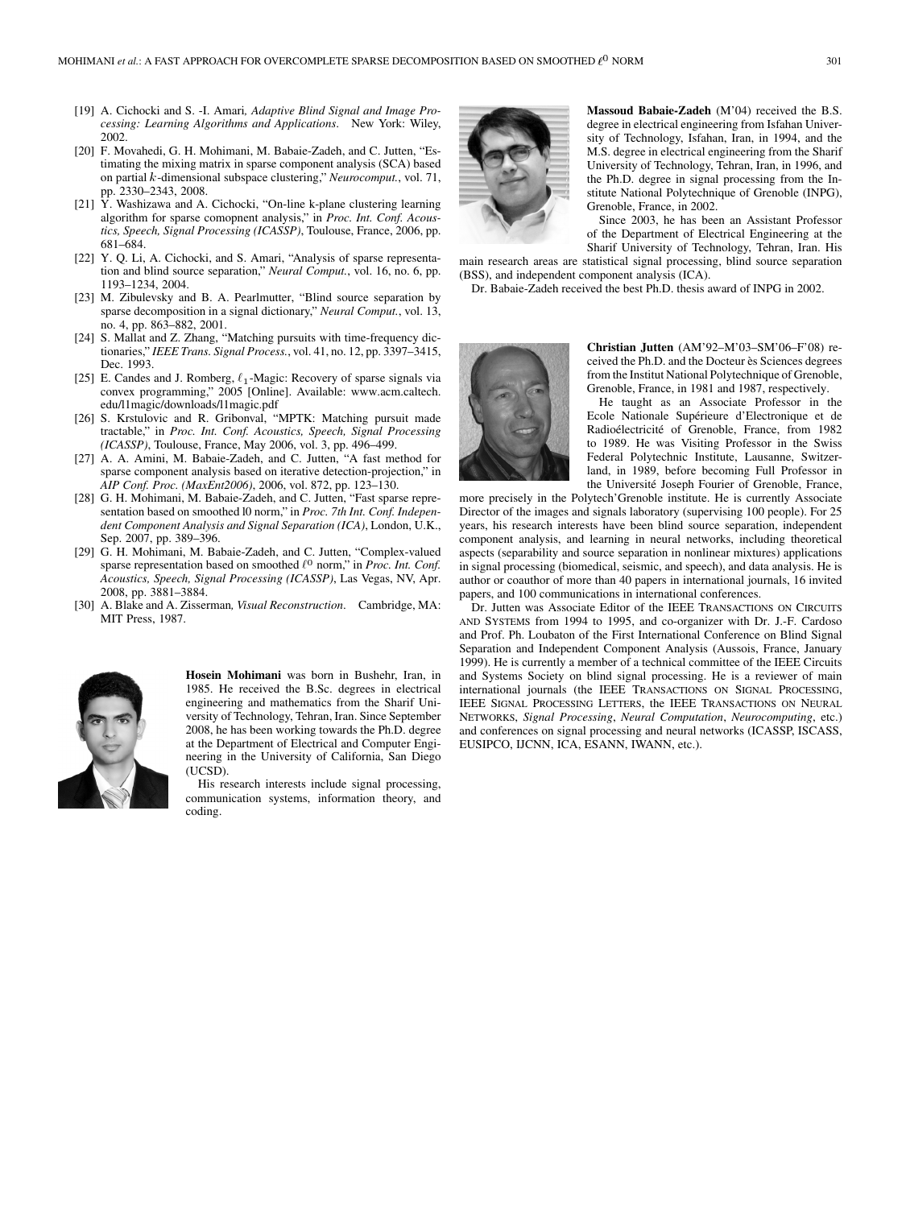[19] A. Cichocki and S. -I. Amari, *Adaptive Blind Signal and Image Processing: Learning Algorithms and Applications*. New York: Wiley, 2002.

[20] F. Movahedi, G. H. Mohimani, M. Babaie-Zadeh, and C. Jutten, "Estimating the mixing matrix in sparse component analysis (SCA) based on partial $k$-dimensional subspace clustering," *Neurocomput.*, vol. 71, pp. 2330–2343, 2008.

[21] Y. Washizawa and A. Cichocki, "On-line k-plane clustering learning algorithm for sparse comopnent analysis," in *Proc. Int. Conf. Acoustics, Speech, Signal Processing (ICASSP)*, Toulouse, France, 2006, pp. 681–684.

[22] Y. Q. Li, A. Cichocki, and S. Amari, "Analysis of sparse representation and blind source separation," *Neural Comput.*, vol. 16, no. 6, pp. 1193–1234, 2004.

[23] M. Zibulevsky and B. A. Pearlmutter, "Blind source separation by sparse decomposition in a signal dictionary," *Neural Comput.*, vol. 13, no. 4, pp. 863–882, 2001.

[24] S. Mallat and Z. Zhang, "Matching pursuits with time-frequency dictionaries," *IEEE Trans. Signal Process.*, vol. 41, no. 12, pp. 3397–3415, Dec. 1993.

[25] E. Candes and J. Romberg, $\ell_1$-Magic: Recovery of sparse signals via convex programming," 2005 [Online]. Available: www.acm.caltech.edu/l1magic/downloads/l1magic.pdf

[26] S. Krstulovic and R. Gribonval, "MPTK: Matching pursuit made tractable," in *Proc. Int. Conf. Acoustics, Speech, Signal Processing (ICASSP)*, Toulouse, France, May 2006, vol. 3, pp. 496–499.

[27] A. A. Amini, M. Babaie-Zadeh, and C. Jutten, "A fast method for sparse component analysis based on iterative detection-projection," in *AIP Conf. Proc. (MaxEnt2006)*, 2006, vol. 872, pp. 123–130.

[28] G. H. Mohimani, M. Babaie-Zadeh, and C. Jutten, "Fast sparse representation based on smoothed l0 norm," in *Proc. 7th Int. Conf. Independent Component Analysis and Signal Separation (ICA)*, London, U.K., Sep. 2007, pp. 389–396.

[29] G. H. Mohimani, M. Babaie-Zadeh, and C. Jutten, "Complex-valued sparse representation based on smoothed $\ell^0$ norm," in *Proc. Int. Conf. Acoustics, Speech, Signal Processing (ICASSP)*, Las Vegas, NV, Apr. 2008, pp. 3881–3884.

[30] A. Blake and A. Zisserman, *Visual Reconstruction*. Cambridge, MA: MIT Press, 1987.

**Hosein Mohimani** was born in Bushehr, Iran, in 1985. He received the B.Sc. degrees in electrical engineering and mathematics from the Sharif University of Technology, Tehran, Iran. Since September 2008, he has been working towards the Ph.D. degree at the Department of Electrical and Computer Engineering in the University of California, San Diego (UCSD).

His research interests include signal processing, communication systems, information theory, and coding.

**Massoud Babaie-Zadeh** (M'04) received the B.S. degree in electrical engineering from Isfahan University of Technology, Isfahan, Iran, in 1994, and the M.S. degree in electrical engineering from the Sharif University of Technology, Tehran, Iran, in 1996, and the Ph.D. degree in signal processing from the Institute National Polytechnique of Grenoble (INPG), Grenoble, France, in 2002.

Since 2003, he has been an Assistant Professor of the Department of Electrical Engineering at the Sharif University of Technology, Tehran, Iran. His main research areas are statistical signal processing, blind source separation (BSS), and independent component analysis (ICA).

Dr. Babaie-Zadeh received the best Ph.D. thesis award of INPG in 2002.

**Christian Jutten** (AM'92–M'03–SM'06–F'08) received the Ph.D. and the Docteur ès Sciences degrees from the Institut National Polytechnique of Grenoble, Grenoble, France, in 1981 and 1987, respectively.

He taught as an Associate Professor in the Ecole Nationale Supérieure d'Electronique et de Radioélectricité of Grenoble, France, from 1982 to 1989. He was Visiting Professor in the Swiss Federal Polytechnic Institute, Lausanne, Switzerland, in 1989, before becoming Full Professor in the Université Joseph Fourier of Grenoble, France, more precisely in the Polytech'Grenoble institute. He is currently Associate Director of the images and signals laboratory (supervising 100 people). For 25 years, his research interests have been blind source separation, independent component analysis, and learning in neural networks, including theoretical aspects (separability and source separation in nonlinear mixtures) applications in signal processing (biomedical, seismic, and speech), and data analysis. He is author or coauthor of more than 40 papers in international journals, 16 invited papers, and 100 communications in international conferences.

Dr. Jutten was Associate Editor of the IEEE TRANSACTIONS ON CIRCUITS AND SYSTEMS from 1994 to 1995, and co-organizer with Dr. J.-F. Cardoso and Prof. Ph. Loubaton of the First International Conference on Blind Signal Separation and Independent Component Analysis (Aussois, France, January 1999). He is currently a member of a technical committee of the IEEE Circuits and Systems Society on blind signal processing. He is a reviewer of main international journals (the IEEE TRANSACTIONS ON SIGNAL PROCESSING, IEEE SIGNAL PROCESSING LETTERS, the IEEE TRANSACTIONS ON NEURAL NETWORKS, *Signal Processing*, *Neural Computation*, *Neurocomputing*, etc.) and conferences on signal processing and neural networks (ICASSP, ISCASS, EUSIPCO, IJCNN, ICA, ESANN, IWANN, etc.).